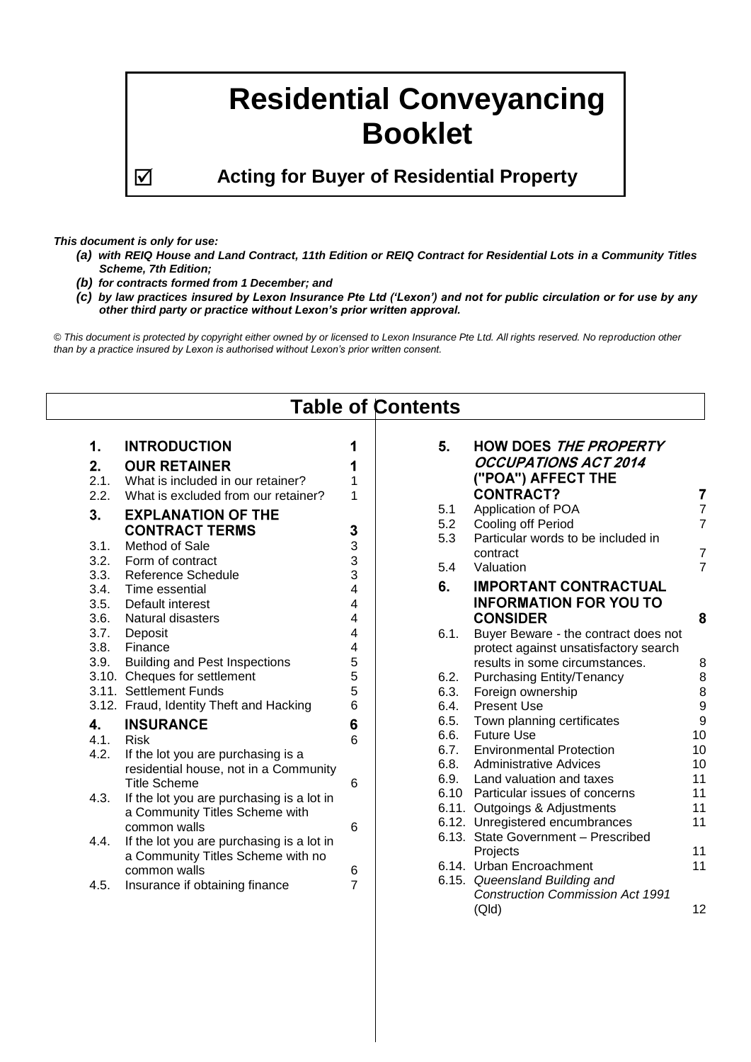# Residential Conveyancing Booklet

## ☑ Acting for Buyer of Residential Property

***This document is only for use:***

- ***(a) with REIQ House and Land Contract, 11th Edition or REIQ Contract for Residential Lots in a Community Titles Scheme, 7th Edition;***
- ***(b) for contracts formed from 1 December; and***
- ***(c) by law practices insured by Lexon Insurance Pte Ltd ('Lexon') and not for public circulation or for use by any other third party or practice without Lexon's prior written approval.***

*© This document is protected by copyright either owned by or licensed to Lexon Insurance Pte Ltd. All rights reserved. No reproduction other than by a practice insured by Lexon is authorised without Lexon's prior written consent.*

## Table of Contents

| | | |
|---|---|---|
| **1.** | **INTRODUCTION** | **1** |
| **2.** | **OUR RETAINER** | **1** |
| 2.1. | What is included in our retainer? | 1 |
| 2.2. | What is excluded from our retainer? | 1 |
| **3.** | **EXPLANATION OF THE CONTRACT TERMS** | **3** |
| 3.1. | Method of Sale | 3 |
| 3.2. | Form of contract | 3 |
| 3.3. | Reference Schedule | 3 |
| 3.4. | Time essential | 4 |
| 3.5. | Default interest | 4 |
| 3.6. | Natural disasters | 4 |
| 3.7. | Deposit | 4 |
| 3.8. | Finance | 4 |
| 3.9. | Building and Pest Inspections | 5 |
| 3.10. | Cheques for settlement | 5 |
| 3.11. | Settlement Funds | 5 |
| 3.12. | Fraud, Identity Theft and Hacking | 6 |
| **4.** | **INSURANCE** | **6** |
| 4.1. | Risk | 6 |
| 4.2. | If the lot you are purchasing is a residential house, not in a Community Title Scheme | 6 |
| 4.3. | If the lot you are purchasing is a lot in a Community Titles Scheme with common walls | 6 |
| 4.4. | If the lot you are purchasing is a lot in a Community Titles Scheme with no common walls | 6 |
| 4.5. | Insurance if obtaining finance | 7 |
| **5.** | **HOW DOES *THE PROPERTY OCCUPATIONS ACT 2014* ("POA") AFFECT THE CONTRACT?** | **7** |
| 5.1 | Application of POA | 7 |
| 5.2 | Cooling off Period | 7 |
| 5.3 | Particular words to be included in contract | 7 |
| 5.4 | Valuation | 7 |
| **6.** | **IMPORTANT CONTRACTUAL INFORMATION FOR YOU TO CONSIDER** | **8** |
| 6.1. | Buyer Beware - the contract does not protect against unsatisfactory search results in some circumstances. | 8 |
| 6.2. | Purchasing Entity/Tenancy | 8 |
| 6.3. | Foreign ownership | 8 |
| 6.4. | Present Use | 9 |
| 6.5. | Town planning certificates | 9 |
| 6.6. | Future Use | 10 |
| 6.7. | Environmental Protection | 10 |
| 6.8. | Administrative Advices | 10 |
| 6.9. | Land valuation and taxes | 11 |
| 6.10 | Particular issues of concerns | 11 |
| 6.11. | Outgoings & Adjustments | 11 |
| 6.12. | Unregistered encumbrances | 11 |
| 6.13. | State Government – Prescribed Projects | 11 |
| 6.14. | Urban Encroachment | 11 |
| 6.15. | *Queensland Building and Construction Commission Act 1991* (Qld) | 12 |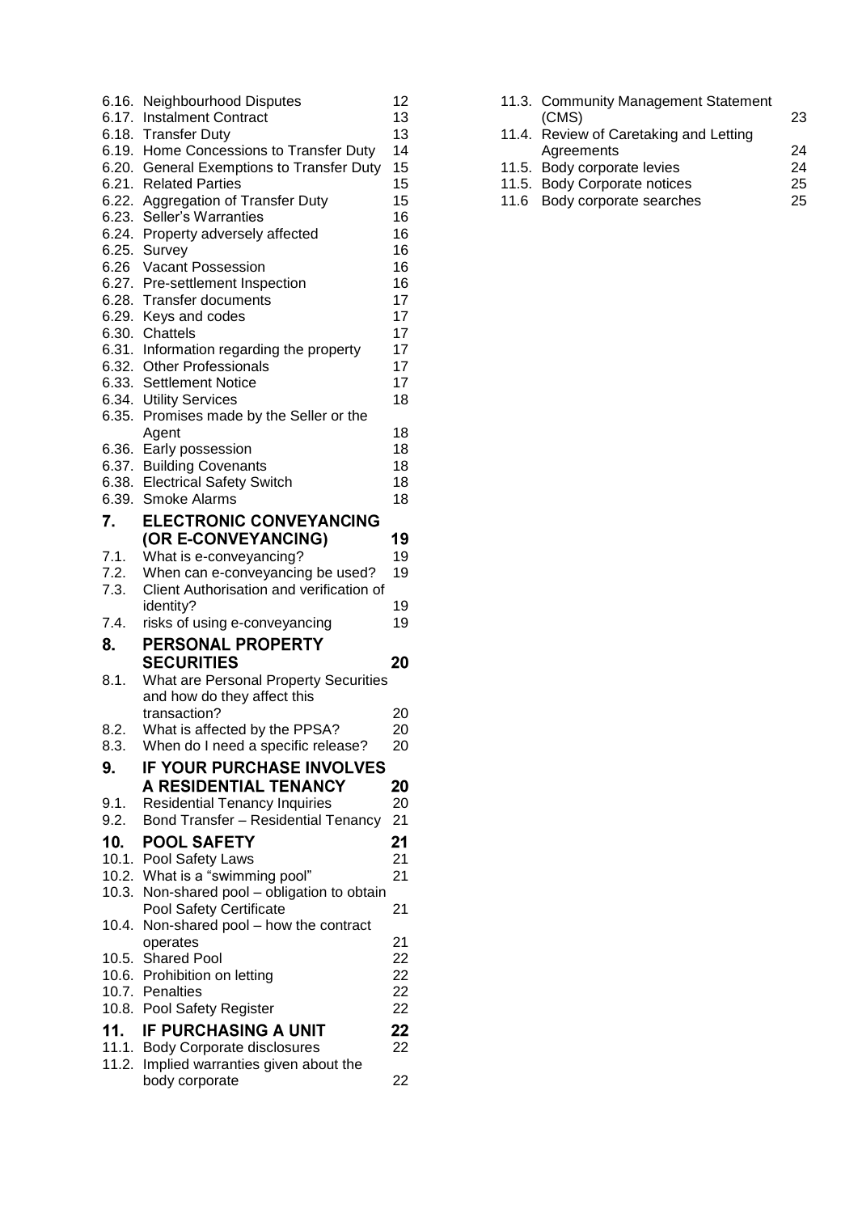| | | |
|---|---|---|
| 6.16. | Neighbourhood Disputes | 12 |
| 6.17. | Instalment Contract | 13 |
| 6.18. | Transfer Duty | 13 |
| 6.19. | Home Concessions to Transfer Duty | 14 |
| 6.20. | General Exemptions to Transfer Duty | 15 |
| 6.21. | Related Parties | 15 |
| 6.22. | Aggregation of Transfer Duty | 15 |
| 6.23. | Seller's Warranties | 16 |
| 6.24. | Property adversely affected | 16 |
| 6.25. | Survey | 16 |
| 6.26 | Vacant Possession | 16 |
| 6.27. | Pre-settlement Inspection | 16 |
| 6.28. | Transfer documents | 17 |
| 6.29. | Keys and codes | 17 |
| 6.30. | Chattels | 17 |
| 6.31. | Information regarding the property | 17 |
| 6.32. | Other Professionals | 17 |
| 6.33. | Settlement Notice | 17 |
| 6.34. | Utility Services | 18 |
| 6.35. | Promises made by the Seller or the Agent | 18 |
| 6.36. | Early possession | 18 |
| 6.37. | Building Covenants | 18 |
| 6.38. | Electrical Safety Switch | 18 |
| 6.39. | Smoke Alarms | 18 |
| **7.** | **ELECTRONIC CONVEYANCING (OR E-CONVEYANCING)** | **19** |
| 7.1. | What is e-conveyancing? | 19 |
| 7.2. | When can e-conveyancing be used? | 19 |
| 7.3. | Client Authorisation and verification of identity? | 19 |
| 7.4. | risks of using e-conveyancing | 19 |
| **8.** | **PERSONAL PROPERTY SECURITIES** | **20** |
| 8.1. | What are Personal Property Securities and how do they affect this transaction? | 20 |
| 8.2. | What is affected by the PPSA? | 20 |
| 8.3. | When do I need a specific release? | 20 |
| **9.** | **IF YOUR PURCHASE INVOLVES A RESIDENTIAL TENANCY** | **20** |
| 9.1. | Residential Tenancy Inquiries | 20 |
| 9.2. | Bond Transfer – Residential Tenancy | 21 |
| **10.** | **POOL SAFETY** | **21** |
| 10.1. | Pool Safety Laws | 21 |
| 10.2. | What is a "swimming pool" | 21 |
| 10.3. | Non-shared pool – obligation to obtain Pool Safety Certificate | 21 |
| 10.4. | Non-shared pool – how the contract operates | 21 |
| 10.5. | Shared Pool | 22 |
| 10.6. | Prohibition on letting | 22 |
| 10.7. | Penalties | 22 |
| 10.8. | Pool Safety Register | 22 |
| **11.** | **IF PURCHASING A UNIT** | **22** |
| 11.1. | Body Corporate disclosures | 22 |
| 11.2. | Implied warranties given about the body corporate | 22 |
| 11.3. | Community Management Statement (CMS) | 23 |
| 11.4. | Review of Caretaking and Letting Agreements | 24 |
| 11.5. | Body corporate levies | 24 |
| 11.5. | Body Corporate notices | 25 |
| 11.6 | Body corporate searches | 25 |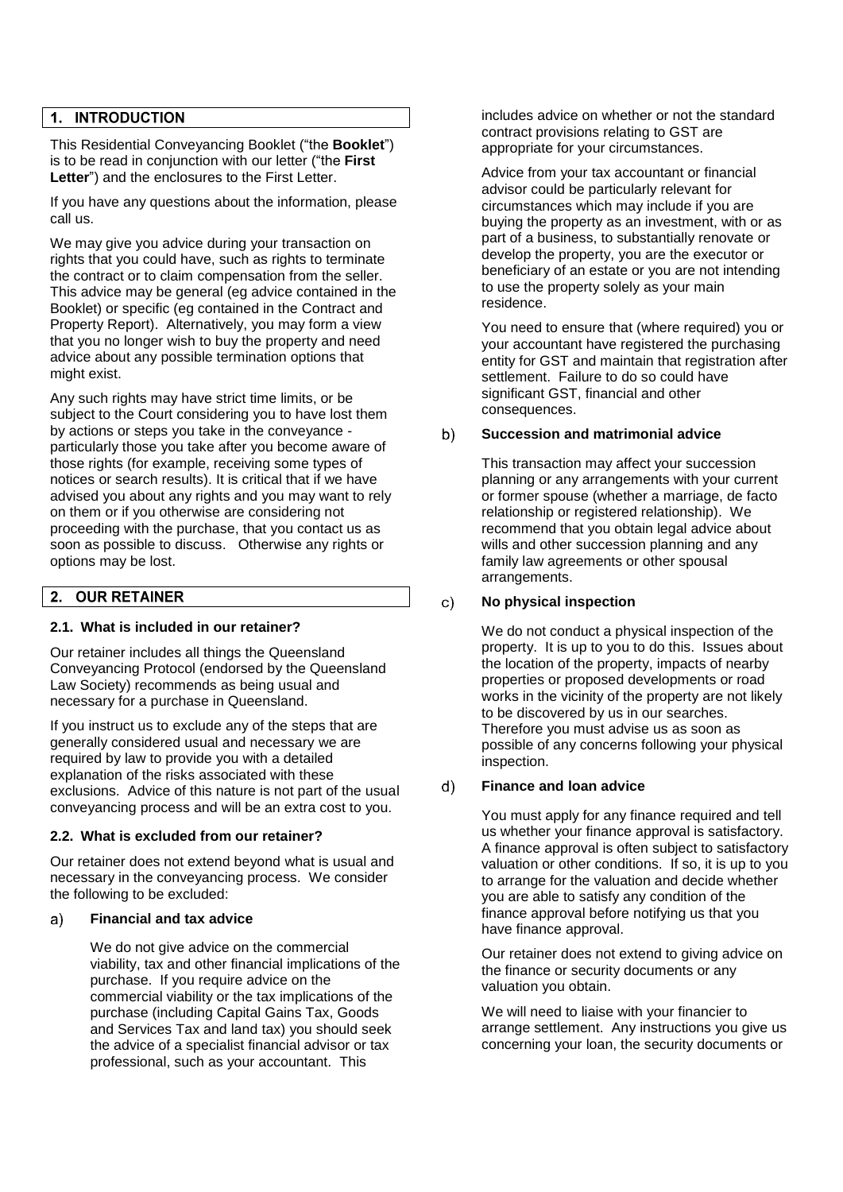## 1. INTRODUCTION

This Residential Conveyancing Booklet ("the **Booklet**") is to be read in conjunction with our letter ("the **First Letter**") and the enclosures to the First Letter.

If you have any questions about the information, please call us.

We may give you advice during your transaction on rights that you could have, such as rights to terminate the contract or to claim compensation from the seller. This advice may be general (eg advice contained in the Booklet) or specific (eg contained in the Contract and Property Report). Alternatively, you may form a view that you no longer wish to buy the property and need advice about any possible termination options that might exist.

Any such rights may have strict time limits, or be subject to the Court considering you to have lost them by actions or steps you take in the conveyance - particularly those you take after you become aware of those rights (for example, receiving some types of notices or search results). It is critical that if we have advised you about any rights and you may want to rely on them or if you otherwise are considering not proceeding with the purchase, that you contact us as soon as possible to discuss. Otherwise any rights or options may be lost.

## 2. OUR RETAINER

### 2.1. What is included in our retainer?

Our retainer includes all things the Queensland Conveyancing Protocol (endorsed by the Queensland Law Society) recommends as being usual and necessary for a purchase in Queensland.

If you instruct us to exclude any of the steps that are generally considered usual and necessary we are required by law to provide you with a detailed explanation of the risks associated with these exclusions. Advice of this nature is not part of the usual conveyancing process and will be an extra cost to you.

### 2.2. What is excluded from our retainer?

Our retainer does not extend beyond what is usual and necessary in the conveyancing process. We consider the following to be excluded:

#### a) Financial and tax advice

We do not give advice on the commercial viability, tax and other financial implications of the purchase. If you require advice on the commercial viability or the tax implications of the purchase (including Capital Gains Tax, Goods and Services Tax and land tax) you should seek the advice of a specialist financial advisor or tax professional, such as your accountant. This includes advice on whether or not the standard contract provisions relating to GST are appropriate for your circumstances.

Advice from your tax accountant or financial advisor could be particularly relevant for circumstances which may include if you are buying the property as an investment, with or as part of a business, to substantially renovate or develop the property, you are the executor or beneficiary of an estate or you are not intending to use the property solely as your main residence.

You need to ensure that (where required) you or your accountant have registered the purchasing entity for GST and maintain that registration after settlement. Failure to do so could have significant GST, financial and other consequences.

#### b) Succession and matrimonial advice

This transaction may affect your succession planning or any arrangements with your current or former spouse (whether a marriage, de facto relationship or registered relationship). We recommend that you obtain legal advice about wills and other succession planning and any family law agreements or other spousal arrangements.

#### c) No physical inspection

We do not conduct a physical inspection of the property. It is up to you to do this. Issues about the location of the property, impacts of nearby properties or proposed developments or road works in the vicinity of the property are not likely to be discovered by us in our searches. Therefore you must advise us as soon as possible of any concerns following your physical inspection.

#### d) Finance and loan advice

You must apply for any finance required and tell us whether your finance approval is satisfactory. A finance approval is often subject to satisfactory valuation or other conditions. If so, it is up to you to arrange for the valuation and decide whether you are able to satisfy any condition of the finance approval before notifying us that you have finance approval.

Our retainer does not extend to giving advice on the finance or security documents or any valuation you obtain.

We will need to liaise with your financier to arrange settlement. Any instructions you give us concerning your loan, the security documents or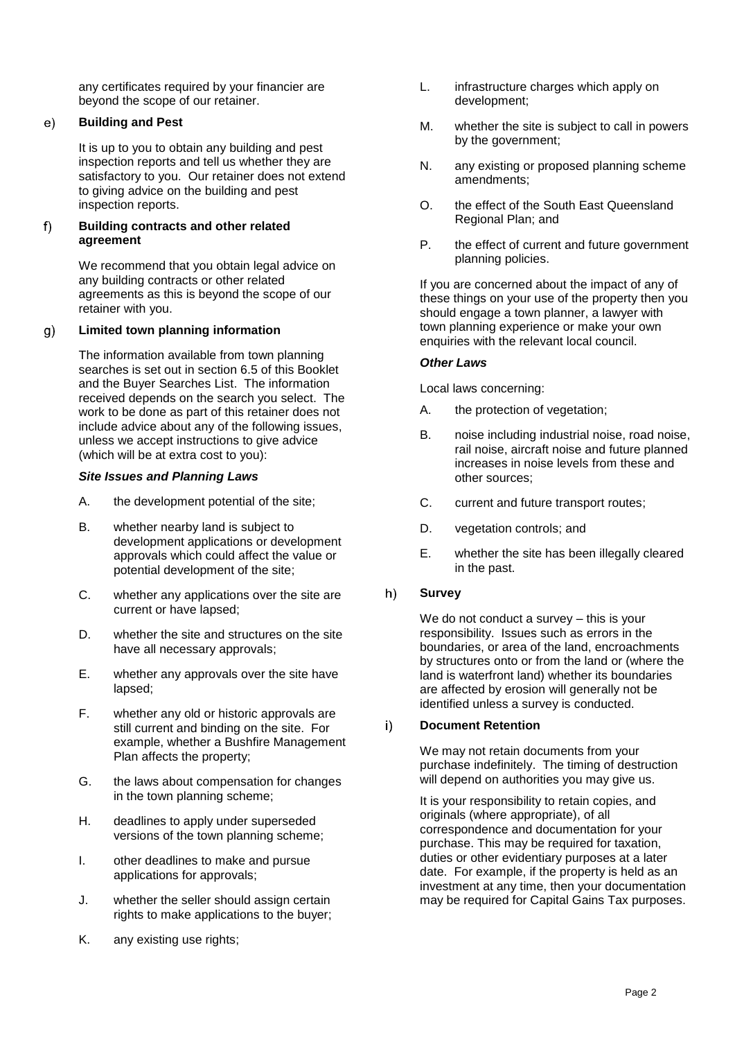any certificates required by your financier are beyond the scope of our retainer.

e) **Building and Pest**

It is up to you to obtain any building and pest inspection reports and tell us whether they are satisfactory to you. Our retainer does not extend to giving advice on the building and pest inspection reports.

f) **Building contracts and other related agreement**

We recommend that you obtain legal advice on any building contracts or other related agreements as this is beyond the scope of our retainer with you.

g) **Limited town planning information**

The information available from town planning searches is set out in section 6.5 of this Booklet and the Buyer Searches List. The information received depends on the search you select. The work to be done as part of this retainer does not include advice about any of the following issues, unless we accept instructions to give advice (which will be at extra cost to you):

***Site Issues and Planning Laws***

A. the development potential of the site;

B. whether nearby land is subject to development applications or development approvals which could affect the value or potential development of the site;

C. whether any applications over the site are current or have lapsed;

D. whether the site and structures on the site have all necessary approvals;

E. whether any approvals over the site have lapsed;

F. whether any old or historic approvals are still current and binding on the site. For example, whether a Bushfire Management Plan affects the property;

G. the laws about compensation for changes in the town planning scheme;

H. deadlines to apply under superseded versions of the town planning scheme;

I. other deadlines to make and pursue applications for approvals;

J. whether the seller should assign certain rights to make applications to the buyer;

K. any existing use rights;

L. infrastructure charges which apply on development;

M. whether the site is subject to call in powers by the government;

N. any existing or proposed planning scheme amendments;

O. the effect of the South East Queensland Regional Plan; and

P. the effect of current and future government planning policies.

If you are concerned about the impact of any of these things on your use of the property then you should engage a town planner, a lawyer with town planning experience or make your own enquiries with the relevant local council.

***Other Laws***

Local laws concerning:

A. the protection of vegetation;

B. noise including industrial noise, road noise, rail noise, aircraft noise and future planned increases in noise levels from these and other sources;

C. current and future transport routes;

D. vegetation controls; and

E. whether the site has been illegally cleared in the past.

h) **Survey**

We do not conduct a survey – this is your responsibility. Issues such as errors in the boundaries, or area of the land, encroachments by structures onto or from the land or (where the land is waterfront land) whether its boundaries are affected by erosion will generally not be identified unless a survey is conducted.

i) **Document Retention**

We may not retain documents from your purchase indefinitely. The timing of destruction will depend on authorities you may give us.

It is your responsibility to retain copies, and originals (where appropriate), of all correspondence and documentation for your purchase. This may be required for taxation, duties or other evidentiary purposes at a later date. For example, if the property is held as an investment at any time, then your documentation may be required for Capital Gains Tax purposes.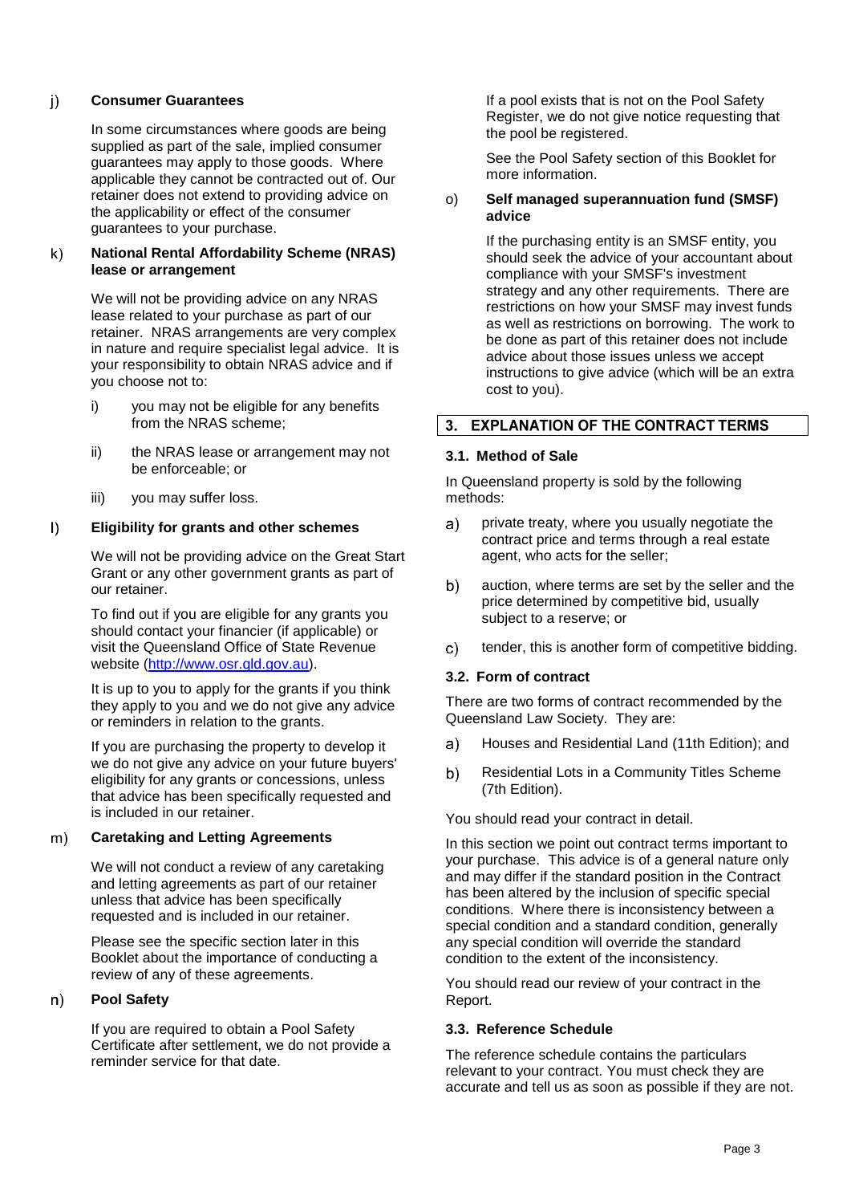j) **Consumer Guarantees**

In some circumstances where goods are being supplied as part of the sale, implied consumer guarantees may apply to those goods. Where applicable they cannot be contracted out of. Our retainer does not extend to providing advice on the applicability or effect of the consumer guarantees to your purchase.

k) **National Rental Affordability Scheme (NRAS) lease or arrangement**

We will not be providing advice on any NRAS lease related to your purchase as part of our retainer. NRAS arrangements are very complex in nature and require specialist legal advice. It is your responsibility to obtain NRAS advice and if you choose not to:

i) you may not be eligible for any benefits from the NRAS scheme;

ii) the NRAS lease or arrangement may not be enforceable; or

iii) you may suffer loss.

l) **Eligibility for grants and other schemes**

We will not be providing advice on the Great Start Grant or any other government grants as part of our retainer.

To find out if you are eligible for any grants you should contact your financier (if applicable) or visit the Queensland Office of State Revenue website (http://www.osr.qld.gov.au).

It is up to you to apply for the grants if you think they apply to you and we do not give any advice or reminders in relation to the grants.

If you are purchasing the property to develop it we do not give any advice on your future buyers' eligibility for any grants or concessions, unless that advice has been specifically requested and is included in our retainer.

m) **Caretaking and Letting Agreements**

We will not conduct a review of any caretaking and letting agreements as part of our retainer unless that advice has been specifically requested and is included in our retainer.

Please see the specific section later in this Booklet about the importance of conducting a review of any of these agreements.

n) **Pool Safety**

If you are required to obtain a Pool Safety Certificate after settlement, we do not provide a reminder service for that date.

If a pool exists that is not on the Pool Safety Register, we do not give notice requesting that the pool be registered.

See the Pool Safety section of this Booklet for more information.

o) **Self managed superannuation fund (SMSF) advice**

If the purchasing entity is an SMSF entity, you should seek the advice of your accountant about compliance with your SMSF's investment strategy and any other requirements. There are restrictions on how your SMSF may invest funds as well as restrictions on borrowing. The work to be done as part of this retainer does not include advice about those issues unless we accept instructions to give advice (which will be an extra cost to you).

## 3. EXPLANATION OF THE CONTRACT TERMS

### 3.1. Method of Sale

In Queensland property is sold by the following methods:

a) private treaty, where you usually negotiate the contract price and terms through a real estate agent, who acts for the seller;

b) auction, where terms are set by the seller and the price determined by competitive bid, usually subject to a reserve; or

c) tender, this is another form of competitive bidding.

### 3.2. Form of contract

There are two forms of contract recommended by the Queensland Law Society. They are:

a) Houses and Residential Land (11th Edition); and

b) Residential Lots in a Community Titles Scheme (7th Edition).

You should read your contract in detail.

In this section we point out contract terms important to your purchase. This advice is of a general nature only and may differ if the standard position in the Contract has been altered by the inclusion of specific special conditions. Where there is inconsistency between a special condition and a standard condition, generally any special condition will override the standard condition to the extent of the inconsistency.

You should read our review of your contract in the Report.

### 3.3. Reference Schedule

The reference schedule contains the particulars relevant to your contract. You must check they are accurate and tell us as soon as possible if they are not.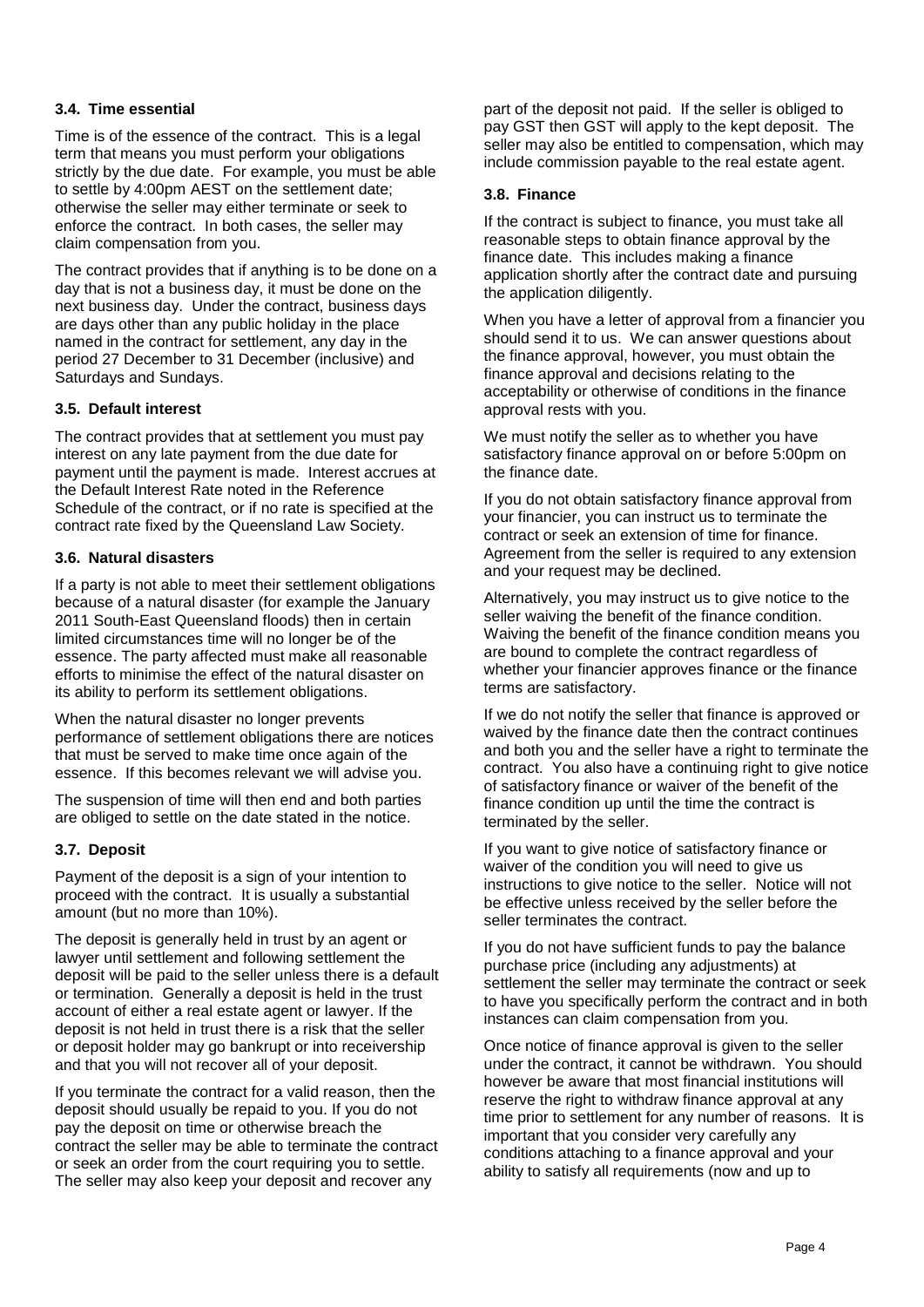### 3.4. Time essential

Time is of the essence of the contract. This is a legal term that means you must perform your obligations strictly by the due date. For example, you must be able to settle by 4:00pm AEST on the settlement date; otherwise the seller may either terminate or seek to enforce the contract. In both cases, the seller may claim compensation from you.

The contract provides that if anything is to be done on a day that is not a business day, it must be done on the next business day. Under the contract, business days are days other than any public holiday in the place named in the contract for settlement, any day in the period 27 December to 31 December (inclusive) and Saturdays and Sundays.

### 3.5. Default interest

The contract provides that at settlement you must pay interest on any late payment from the due date for payment until the payment is made. Interest accrues at the Default Interest Rate noted in the Reference Schedule of the contract, or if no rate is specified at the contract rate fixed by the Queensland Law Society.

### 3.6. Natural disasters

If a party is not able to meet their settlement obligations because of a natural disaster (for example the January 2011 South-East Queensland floods) then in certain limited circumstances time will no longer be of the essence. The party affected must make all reasonable efforts to minimise the effect of the natural disaster on its ability to perform its settlement obligations.

When the natural disaster no longer prevents performance of settlement obligations there are notices that must be served to make time once again of the essence. If this becomes relevant we will advise you.

The suspension of time will then end and both parties are obliged to settle on the date stated in the notice.

### 3.7. Deposit

Payment of the deposit is a sign of your intention to proceed with the contract. It is usually a substantial amount (but no more than 10%).

The deposit is generally held in trust by an agent or lawyer until settlement and following settlement the deposit will be paid to the seller unless there is a default or termination. Generally a deposit is held in the trust account of either a real estate agent or lawyer. If the deposit is not held in trust there is a risk that the seller or deposit holder may go bankrupt or into receivership and that you will not recover all of your deposit.

If you terminate the contract for a valid reason, then the deposit should usually be repaid to you. If you do not pay the deposit on time or otherwise breach the contract the seller may be able to terminate the contract or seek an order from the court requiring you to settle. The seller may also keep your deposit and recover any part of the deposit not paid. If the seller is obliged to pay GST then GST will apply to the kept deposit. The seller may also be entitled to compensation, which may include commission payable to the real estate agent.

### 3.8. Finance

If the contract is subject to finance, you must take all reasonable steps to obtain finance approval by the finance date. This includes making a finance application shortly after the contract date and pursuing the application diligently.

When you have a letter of approval from a financier you should send it to us. We can answer questions about the finance approval, however, you must obtain the finance approval and decisions relating to the acceptability or otherwise of conditions in the finance approval rests with you.

We must notify the seller as to whether you have satisfactory finance approval on or before 5:00pm on the finance date.

If you do not obtain satisfactory finance approval from your financier, you can instruct us to terminate the contract or seek an extension of time for finance. Agreement from the seller is required to any extension and your request may be declined.

Alternatively, you may instruct us to give notice to the seller waiving the benefit of the finance condition. Waiving the benefit of the finance condition means you are bound to complete the contract regardless of whether your financier approves finance or the finance terms are satisfactory.

If we do not notify the seller that finance is approved or waived by the finance date then the contract continues and both you and the seller have a right to terminate the contract. You also have a continuing right to give notice of satisfactory finance or waiver of the benefit of the finance condition up until the time the contract is terminated by the seller.

If you want to give notice of satisfactory finance or waiver of the condition you will need to give us instructions to give notice to the seller. Notice will not be effective unless received by the seller before the seller terminates the contract.

If you do not have sufficient funds to pay the balance purchase price (including any adjustments) at settlement the seller may terminate the contract or seek to have you specifically perform the contract and in both instances can claim compensation from you.

Once notice of finance approval is given to the seller under the contract, it cannot be withdrawn. You should however be aware that most financial institutions will reserve the right to withdraw finance approval at any time prior to settlement for any number of reasons. It is important that you consider very carefully any conditions attaching to a finance approval and your ability to satisfy all requirements (now and up to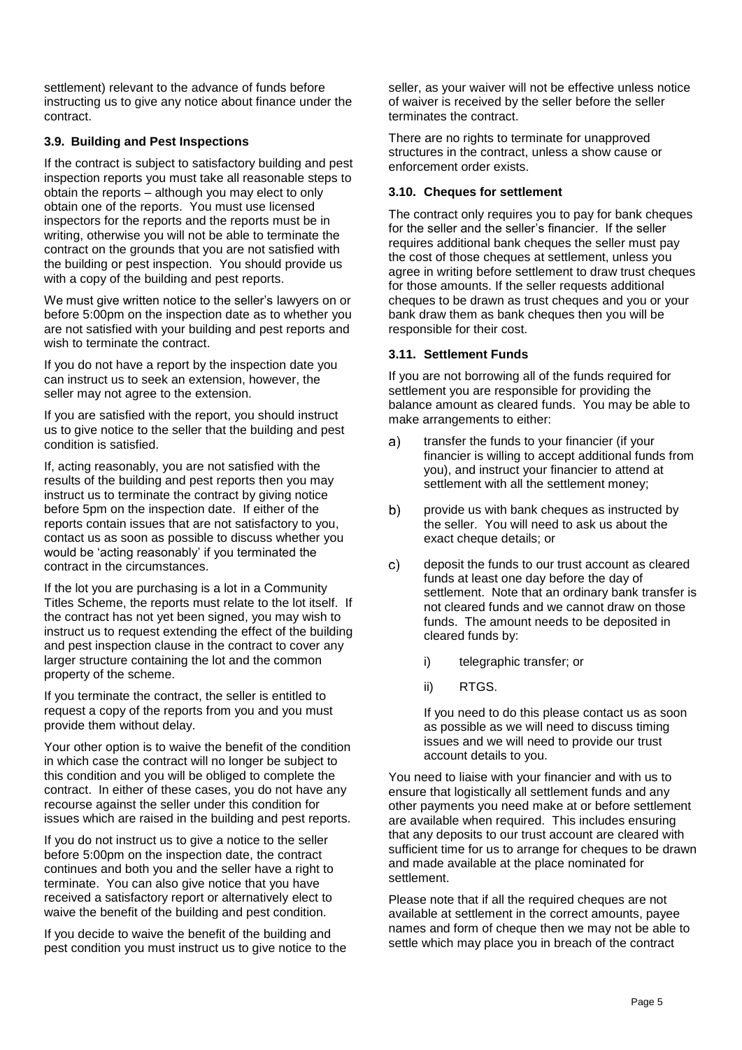settlement) relevant to the advance of funds before instructing us to give any notice about finance under the contract.

### 3.9. Building and Pest Inspections

If the contract is subject to satisfactory building and pest inspection reports you must take all reasonable steps to obtain the reports – although you may elect to only obtain one of the reports. You must use licensed inspectors for the reports and the reports must be in writing, otherwise you will not be able to terminate the contract on the grounds that you are not satisfied with the building or pest inspection. You should provide us with a copy of the building and pest reports.

We must give written notice to the seller's lawyers on or before 5:00pm on the inspection date as to whether you are not satisfied with your building and pest reports and wish to terminate the contract.

If you do not have a report by the inspection date you can instruct us to seek an extension, however, the seller may not agree to the extension.

If you are satisfied with the report, you should instruct us to give notice to the seller that the building and pest condition is satisfied.

If, acting reasonably, you are not satisfied with the results of the building and pest reports then you may instruct us to terminate the contract by giving notice before 5pm on the inspection date. If either of the reports contain issues that are not satisfactory to you, contact us as soon as possible to discuss whether you would be 'acting reasonably' if you terminated the contract in the circumstances.

If the lot you are purchasing is a lot in a Community Titles Scheme, the reports must relate to the lot itself. If the contract has not yet been signed, you may wish to instruct us to request extending the effect of the building and pest inspection clause in the contract to cover any larger structure containing the lot and the common property of the scheme.

If you terminate the contract, the seller is entitled to request a copy of the reports from you and you must provide them without delay.

Your other option is to waive the benefit of the condition in which case the contract will no longer be subject to this condition and you will be obliged to complete the contract. In either of these cases, you do not have any recourse against the seller under this condition for issues which are raised in the building and pest reports.

If you do not instruct us to give a notice to the seller before 5:00pm on the inspection date, the contract continues and both you and the seller have a right to terminate. You can also give notice that you have received a satisfactory report or alternatively elect to waive the benefit of the building and pest condition.

If you decide to waive the benefit of the building and pest condition you must instruct us to give notice to the seller, as your waiver will not be effective unless notice of waiver is received by the seller before the seller terminates the contract.

There are no rights to terminate for unapproved structures in the contract, unless a show cause or enforcement order exists.

### 3.10. Cheques for settlement

The contract only requires you to pay for bank cheques for the seller and the seller's financier. If the seller requires additional bank cheques the seller must pay the cost of those cheques at settlement, unless you agree in writing before settlement to draw trust cheques for those amounts. If the seller requests additional cheques to be drawn as trust cheques and you or your bank draw them as bank cheques then you will be responsible for their cost.

### 3.11. Settlement Funds

If you are not borrowing all of the funds required for settlement you are responsible for providing the balance amount as cleared funds. You may be able to make arrangements to either:

a) transfer the funds to your financier (if your financier is willing to accept additional funds from you), and instruct your financier to attend at settlement with all the settlement money;

b) provide us with bank cheques as instructed by the seller. You will need to ask us about the exact cheque details; or

c) deposit the funds to our trust account as cleared funds at least one day before the day of settlement. Note that an ordinary bank transfer is not cleared funds and we cannot draw on those funds. The amount needs to be deposited in cleared funds by:

    i) telegraphic transfer; or

    ii) RTGS.

    If you need to do this please contact us as soon as possible as we will need to discuss timing issues and we will need to provide our trust account details to you.

You need to liaise with your financier and with us to ensure that logistically all settlement funds and any other payments you need make at or before settlement are available when required. This includes ensuring that any deposits to our trust account are cleared with sufficient time for us to arrange for cheques to be drawn and made available at the place nominated for settlement.

Please note that if all the required cheques are not available at settlement in the correct amounts, payee names and form of cheque then we may not be able to settle which may place you in breach of the contract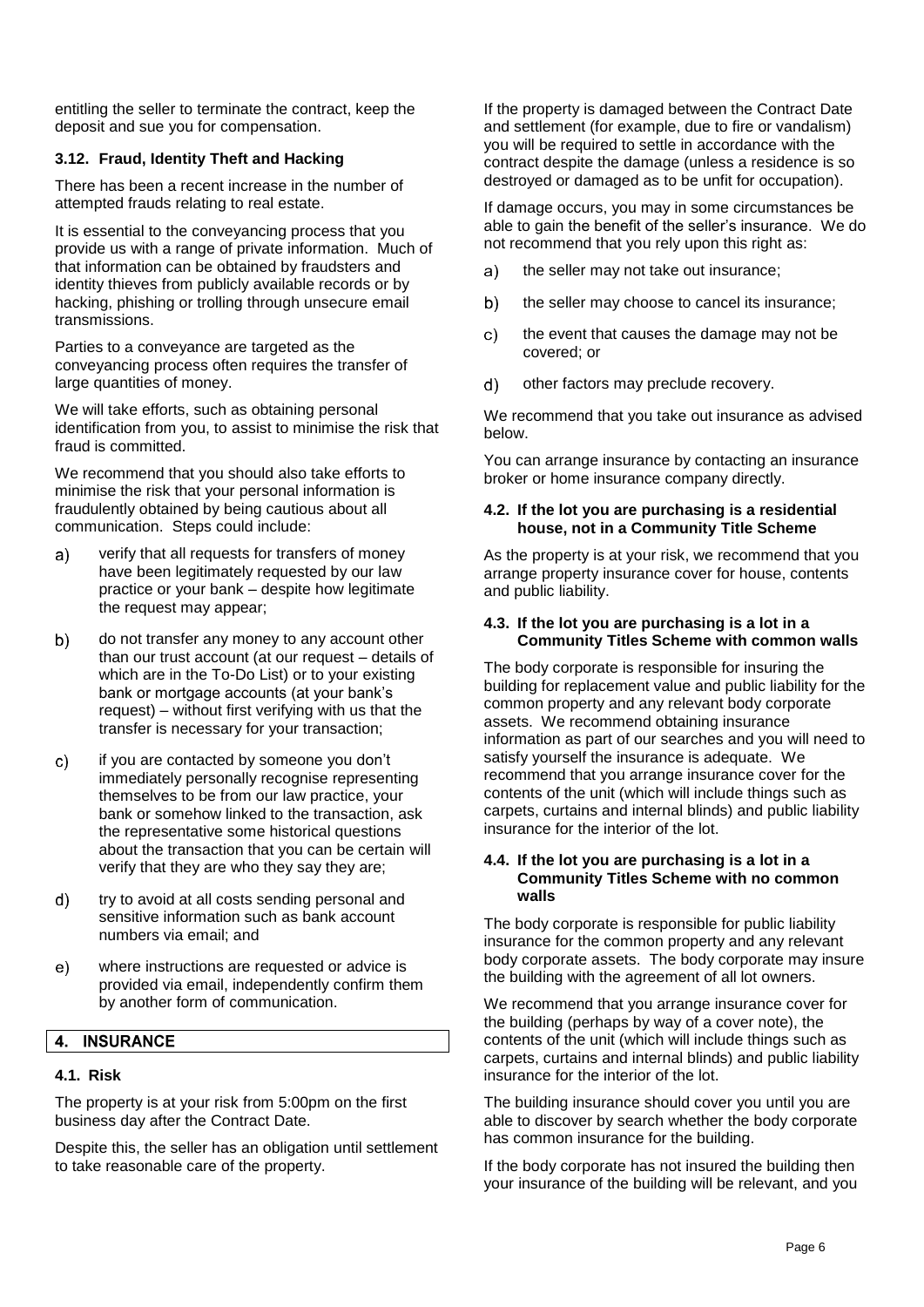entitling the seller to terminate the contract, keep the deposit and sue you for compensation.

### 3.12. Fraud, Identity Theft and Hacking

There has been a recent increase in the number of attempted frauds relating to real estate.

It is essential to the conveyancing process that you provide us with a range of private information. Much of that information can be obtained by fraudsters and identity thieves from publicly available records or by hacking, phishing or trolling through unsecure email transmissions.

Parties to a conveyance are targeted as the conveyancing process often requires the transfer of large quantities of money.

We will take efforts, such as obtaining personal identification from you, to assist to minimise the risk that fraud is committed.

We recommend that you should also take efforts to minimise the risk that your personal information is fraudulently obtained by being cautious about all communication. Steps could include:

a) verify that all requests for transfers of money have been legitimately requested by our law practice or your bank – despite how legitimate the request may appear;

b) do not transfer any money to any account other than our trust account (at our request – details of which are in the To-Do List) or to your existing bank or mortgage accounts (at your bank's request) – without first verifying with us that the transfer is necessary for your transaction;

c) if you are contacted by someone you don't immediately personally recognise representing themselves to be from our law practice, your bank or somehow linked to the transaction, ask the representative some historical questions about the transaction that you can be certain will verify that they are who they say they are;

d) try to avoid at all costs sending personal and sensitive information such as bank account numbers via email; and

e) where instructions are requested or advice is provided via email, independently confirm them by another form of communication.

## 4. INSURANCE

### 4.1. Risk

The property is at your risk from 5:00pm on the first business day after the Contract Date.

Despite this, the seller has an obligation until settlement to take reasonable care of the property.

If the property is damaged between the Contract Date and settlement (for example, due to fire or vandalism) you will be required to settle in accordance with the contract despite the damage (unless a residence is so destroyed or damaged as to be unfit for occupation).

If damage occurs, you may in some circumstances be able to gain the benefit of the seller's insurance. We do not recommend that you rely upon this right as:

a) the seller may not take out insurance;

b) the seller may choose to cancel its insurance;

c) the event that causes the damage may not be covered; or

d) other factors may preclude recovery.

We recommend that you take out insurance as advised below.

You can arrange insurance by contacting an insurance broker or home insurance company directly.

### 4.2. If the lot you are purchasing is a residential house, not in a Community Title Scheme

As the property is at your risk, we recommend that you arrange property insurance cover for house, contents and public liability.

### 4.3. If the lot you are purchasing is a lot in a Community Titles Scheme with common walls

The body corporate is responsible for insuring the building for replacement value and public liability for the common property and any relevant body corporate assets. We recommend obtaining insurance information as part of our searches and you will need to satisfy yourself the insurance is adequate. We recommend that you arrange insurance cover for the contents of the unit (which will include things such as carpets, curtains and internal blinds) and public liability insurance for the interior of the lot.

### 4.4. If the lot you are purchasing is a lot in a Community Titles Scheme with no common walls

The body corporate is responsible for public liability insurance for the common property and any relevant body corporate assets. The body corporate may insure the building with the agreement of all lot owners.

We recommend that you arrange insurance cover for the building (perhaps by way of a cover note), the contents of the unit (which will include things such as carpets, curtains and internal blinds) and public liability insurance for the interior of the lot.

The building insurance should cover you until you are able to discover by search whether the body corporate has common insurance for the building.

If the body corporate has not insured the building then your insurance of the building will be relevant, and you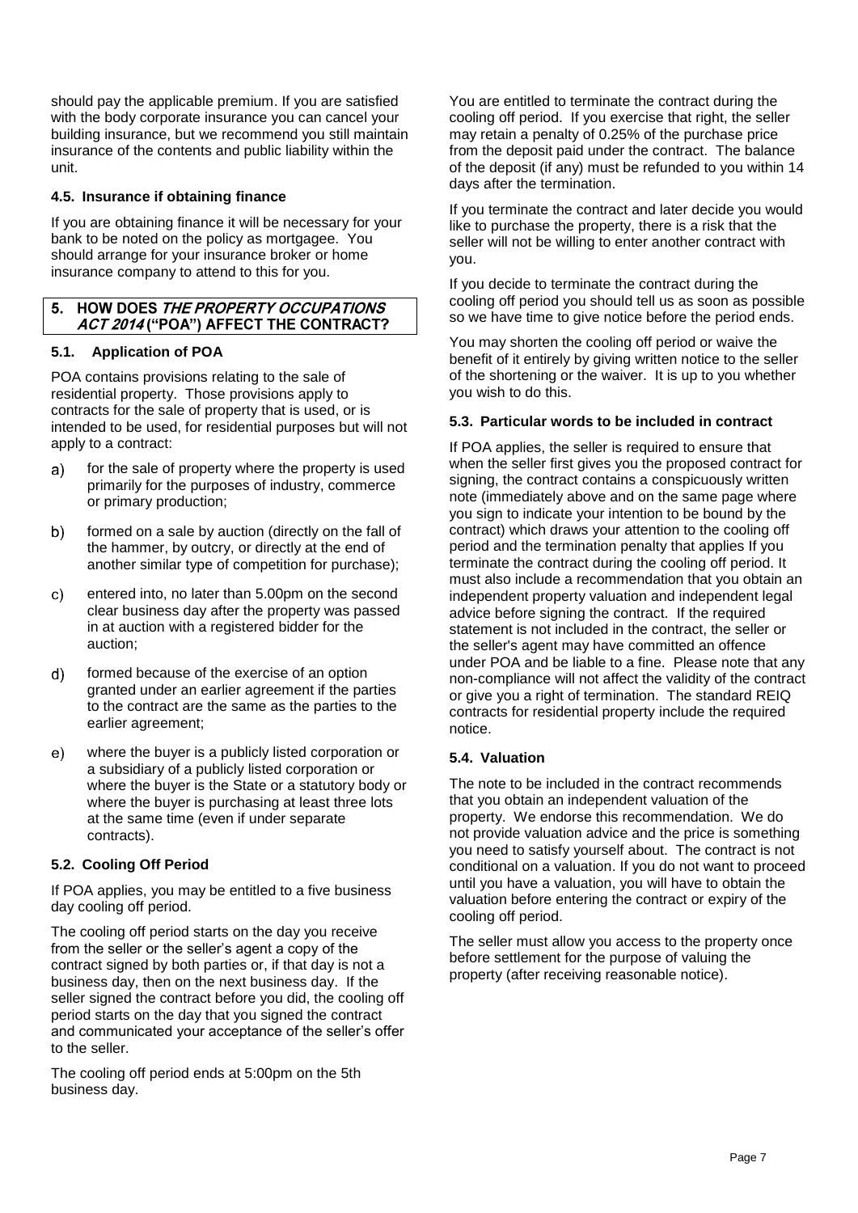should pay the applicable premium. If you are satisfied with the body corporate insurance you can cancel your building insurance, but we recommend you still maintain insurance of the contents and public liability within the unit.

### 4.5. Insurance if obtaining finance

If you are obtaining finance it will be necessary for your bank to be noted on the policy as mortgagee. You should arrange for your insurance broker or home insurance company to attend to this for you.

## 5. HOW DOES *THE PROPERTY OCCUPATIONS ACT 2014* ("POA") AFFECT THE CONTRACT?

### 5.1. Application of POA

POA contains provisions relating to the sale of residential property. Those provisions apply to contracts for the sale of property that is used, or is intended to be used, for residential purposes but will not apply to a contract:

a) for the sale of property where the property is used primarily for the purposes of industry, commerce or primary production;

b) formed on a sale by auction (directly on the fall of the hammer, by outcry, or directly at the end of another similar type of competition for purchase);

c) entered into, no later than 5.00pm on the second clear business day after the property was passed in at auction with a registered bidder for the auction;

d) formed because of the exercise of an option granted under an earlier agreement if the parties to the contract are the same as the parties to the earlier agreement;

e) where the buyer is a publicly listed corporation or a subsidiary of a publicly listed corporation or where the buyer is the State or a statutory body or where the buyer is purchasing at least three lots at the same time (even if under separate contracts).

### 5.2. Cooling Off Period

If POA applies, you may be entitled to a five business day cooling off period.

The cooling off period starts on the day you receive from the seller or the seller's agent a copy of the contract signed by both parties or, if that day is not a business day, then on the next business day. If the seller signed the contract before you did, the cooling off period starts on the day that you signed the contract and communicated your acceptance of the seller's offer to the seller.

The cooling off period ends at 5:00pm on the 5th business day.

You are entitled to terminate the contract during the cooling off period. If you exercise that right, the seller may retain a penalty of 0.25% of the purchase price from the deposit paid under the contract. The balance of the deposit (if any) must be refunded to you within 14 days after the termination.

If you terminate the contract and later decide you would like to purchase the property, there is a risk that the seller will not be willing to enter another contract with you.

If you decide to terminate the contract during the cooling off period you should tell us as soon as possible so we have time to give notice before the period ends.

You may shorten the cooling off period or waive the benefit of it entirely by giving written notice to the seller of the shortening or the waiver. It is up to you whether you wish to do this.

### 5.3. Particular words to be included in contract

If POA applies, the seller is required to ensure that when the seller first gives you the proposed contract for signing, the contract contains a conspicuously written note (immediately above and on the same page where you sign to indicate your intention to be bound by the contract) which draws your attention to the cooling off period and the termination penalty that applies If you terminate the contract during the cooling off period. It must also include a recommendation that you obtain an independent property valuation and independent legal advice before signing the contract. If the required statement is not included in the contract, the seller or the seller's agent may have committed an offence under POA and be liable to a fine. Please note that any non-compliance will not affect the validity of the contract or give you a right of termination. The standard REIQ contracts for residential property include the required notice.

### 5.4. Valuation

The note to be included in the contract recommends that you obtain an independent valuation of the property. We endorse this recommendation. We do not provide valuation advice and the price is something you need to satisfy yourself about. The contract is not conditional on a valuation. If you do not want to proceed until you have a valuation, you will have to obtain the valuation before entering the contract or expiry of the cooling off period.

The seller must allow you access to the property once before settlement for the purpose of valuing the property (after receiving reasonable notice).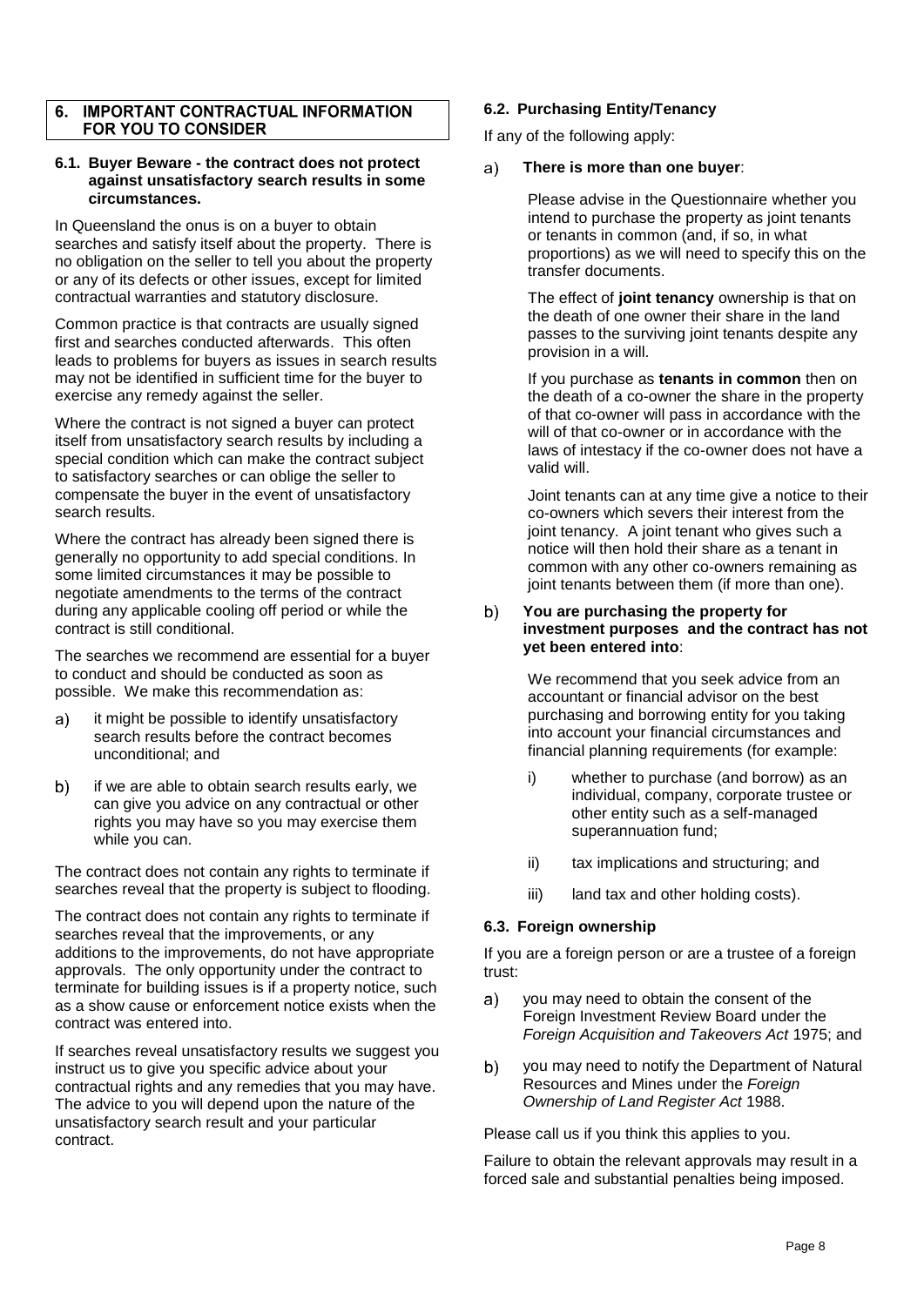## 6. IMPORTANT CONTRACTUAL INFORMATION FOR YOU TO CONSIDER

### 6.1. Buyer Beware - the contract does not protect against unsatisfactory search results in some circumstances.

In Queensland the onus is on a buyer to obtain searches and satisfy itself about the property. There is no obligation on the seller to tell you about the property or any of its defects or other issues, except for limited contractual warranties and statutory disclosure.

Common practice is that contracts are usually signed first and searches conducted afterwards. This often leads to problems for buyers as issues in search results may not be identified in sufficient time for the buyer to exercise any remedy against the seller.

Where the contract is not signed a buyer can protect itself from unsatisfactory search results by including a special condition which can make the contract subject to satisfactory searches or can oblige the seller to compensate the buyer in the event of unsatisfactory search results.

Where the contract has already been signed there is generally no opportunity to add special conditions. In some limited circumstances it may be possible to negotiate amendments to the terms of the contract during any applicable cooling off period or while the contract is still conditional.

The searches we recommend are essential for a buyer to conduct and should be conducted as soon as possible. We make this recommendation as:

a) it might be possible to identify unsatisfactory search results before the contract becomes unconditional; and

b) if we are able to obtain search results early, we can give you advice on any contractual or other rights you may have so you may exercise them while you can.

The contract does not contain any rights to terminate if searches reveal that the property is subject to flooding.

The contract does not contain any rights to terminate if searches reveal that the improvements, or any additions to the improvements, do not have appropriate approvals. The only opportunity under the contract to terminate for building issues is if a property notice, such as a show cause or enforcement notice exists when the contract was entered into.

If searches reveal unsatisfactory results we suggest you instruct us to give you specific advice about your contractual rights and any remedies that you may have. The advice to you will depend upon the nature of the unsatisfactory search result and your particular contract.

### 6.2. Purchasing Entity/Tenancy

If any of the following apply:

a) **There is more than one buyer**:

Please advise in the Questionnaire whether you intend to purchase the property as joint tenants or tenants in common (and, if so, in what proportions) as we will need to specify this on the transfer documents.

The effect of **joint tenancy** ownership is that on the death of one owner their share in the land passes to the surviving joint tenants despite any provision in a will.

If you purchase as **tenants in common** then on the death of a co-owner the share in the property of that co-owner will pass in accordance with the will of that co-owner or in accordance with the laws of intestacy if the co-owner does not have a valid will.

Joint tenants can at any time give a notice to their co-owners which severs their interest from the joint tenancy. A joint tenant who gives such a notice will then hold their share as a tenant in common with any other co-owners remaining as joint tenants between them (if more than one).

b) **You are purchasing the property for investment purposes and the contract has not yet been entered into**:

We recommend that you seek advice from an accountant or financial advisor on the best purchasing and borrowing entity for you taking into account your financial circumstances and financial planning requirements (for example:

i) whether to purchase (and borrow) as an individual, company, corporate trustee or other entity such as a self-managed superannuation fund;

ii) tax implications and structuring; and

iii) land tax and other holding costs).

### 6.3. Foreign ownership

If you are a foreign person or are a trustee of a foreign trust:

a) you may need to obtain the consent of the Foreign Investment Review Board under the *Foreign Acquisition and Takeovers Act* 1975; and

b) you may need to notify the Department of Natural Resources and Mines under the *Foreign Ownership of Land Register Act* 1988.

Please call us if you think this applies to you.

Failure to obtain the relevant approvals may result in a forced sale and substantial penalties being imposed.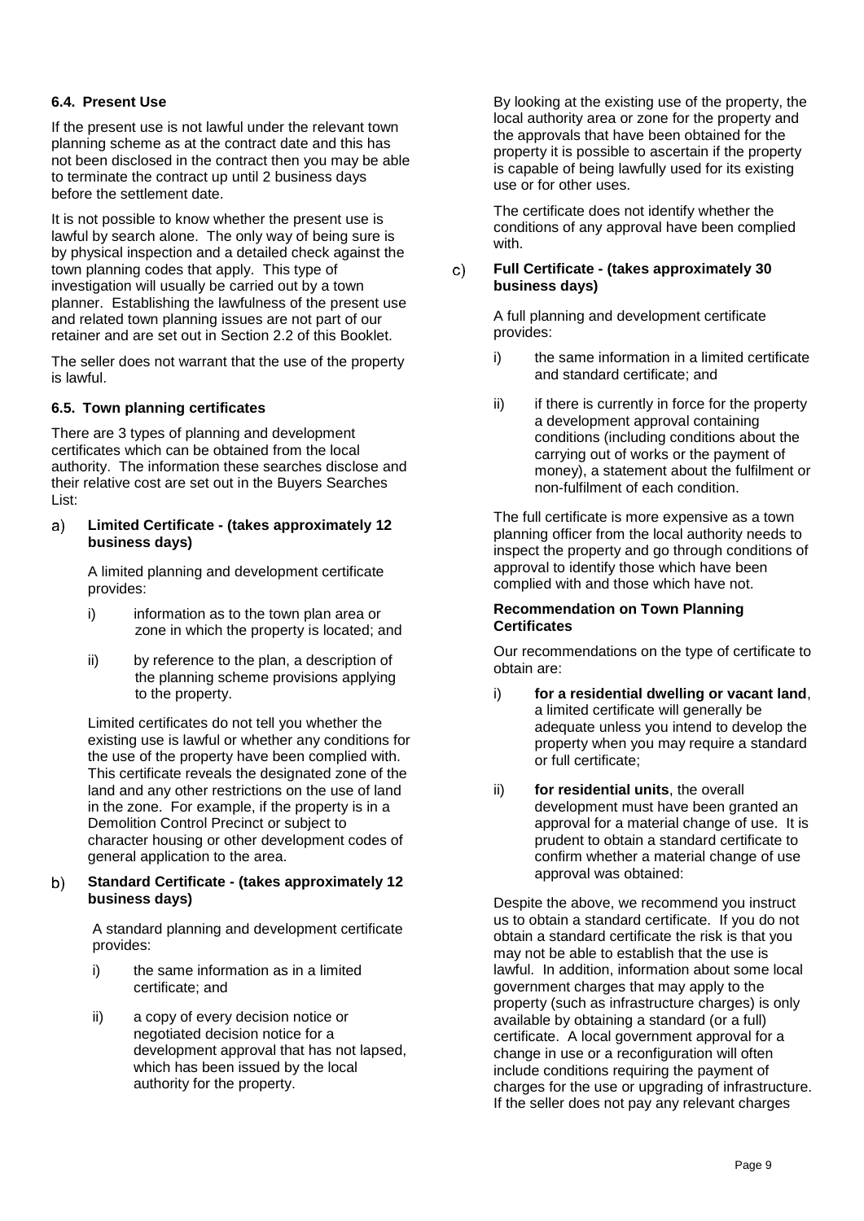### 6.4. Present Use

If the present use is not lawful under the relevant town planning scheme as at the contract date and this has not been disclosed in the contract then you may be able to terminate the contract up until 2 business days before the settlement date.

It is not possible to know whether the present use is lawful by search alone. The only way of being sure is by physical inspection and a detailed check against the town planning codes that apply. This type of investigation will usually be carried out by a town planner. Establishing the lawfulness of the present use and related town planning issues are not part of our retainer and are set out in Section 2.2 of this Booklet.

The seller does not warrant that the use of the property is lawful.

### 6.5. Town planning certificates

There are 3 types of planning and development certificates which can be obtained from the local authority. The information these searches disclose and their relative cost are set out in the Buyers Searches List:

a) **Limited Certificate - (takes approximately 12 business days)**

   A limited planning and development certificate provides:

   i) information as to the town plan area or zone in which the property is located; and

   ii) by reference to the plan, a description of the planning scheme provisions applying to the property.

   Limited certificates do not tell you whether the existing use is lawful or whether any conditions for the use of the property have been complied with. This certificate reveals the designated zone of the land and any other restrictions on the use of land in the zone. For example, if the property is in a Demolition Control Precinct or subject to character housing or other development codes of general application to the area.

b) **Standard Certificate - (takes approximately 12 business days)**

   A standard planning and development certificate provides:

   i) the same information as in a limited certificate; and

   ii) a copy of every decision notice or negotiated decision notice for a development approval that has not lapsed, which has been issued by the local authority for the property.

   By looking at the existing use of the property, the local authority area or zone for the property and the approvals that have been obtained for the property it is possible to ascertain if the property is capable of being lawfully used for its existing use or for other uses.

   The certificate does not identify whether the conditions of any approval have been complied with.

c) **Full Certificate - (takes approximately 30 business days)**

   A full planning and development certificate provides:

   i) the same information in a limited certificate and standard certificate; and

   ii) if there is currently in force for the property a development approval containing conditions (including conditions about the carrying out of works or the payment of money), a statement about the fulfilment or non-fulfilment of each condition.

   The full certificate is more expensive as a town planning officer from the local authority needs to inspect the property and go through conditions of approval to identify those which have been complied with and those which have not.

**Recommendation on Town Planning Certificates**

Our recommendations on the type of certificate to obtain are:

i) **for a residential dwelling or vacant land**, a limited certificate will generally be adequate unless you intend to develop the property when you may require a standard or full certificate;

ii) **for residential units**, the overall development must have been granted an approval for a material change of use. It is prudent to obtain a standard certificate to confirm whether a material change of use approval was obtained:

Despite the above, we recommend you instruct us to obtain a standard certificate. If you do not obtain a standard certificate the risk is that you may not be able to establish that the use is lawful. In addition, information about some local government charges that may apply to the property (such as infrastructure charges) is only available by obtaining a standard (or a full) certificate. A local government approval for a change in use or a reconfiguration will often include conditions requiring the payment of charges for the use or upgrading of infrastructure. If the seller does not pay any relevant charges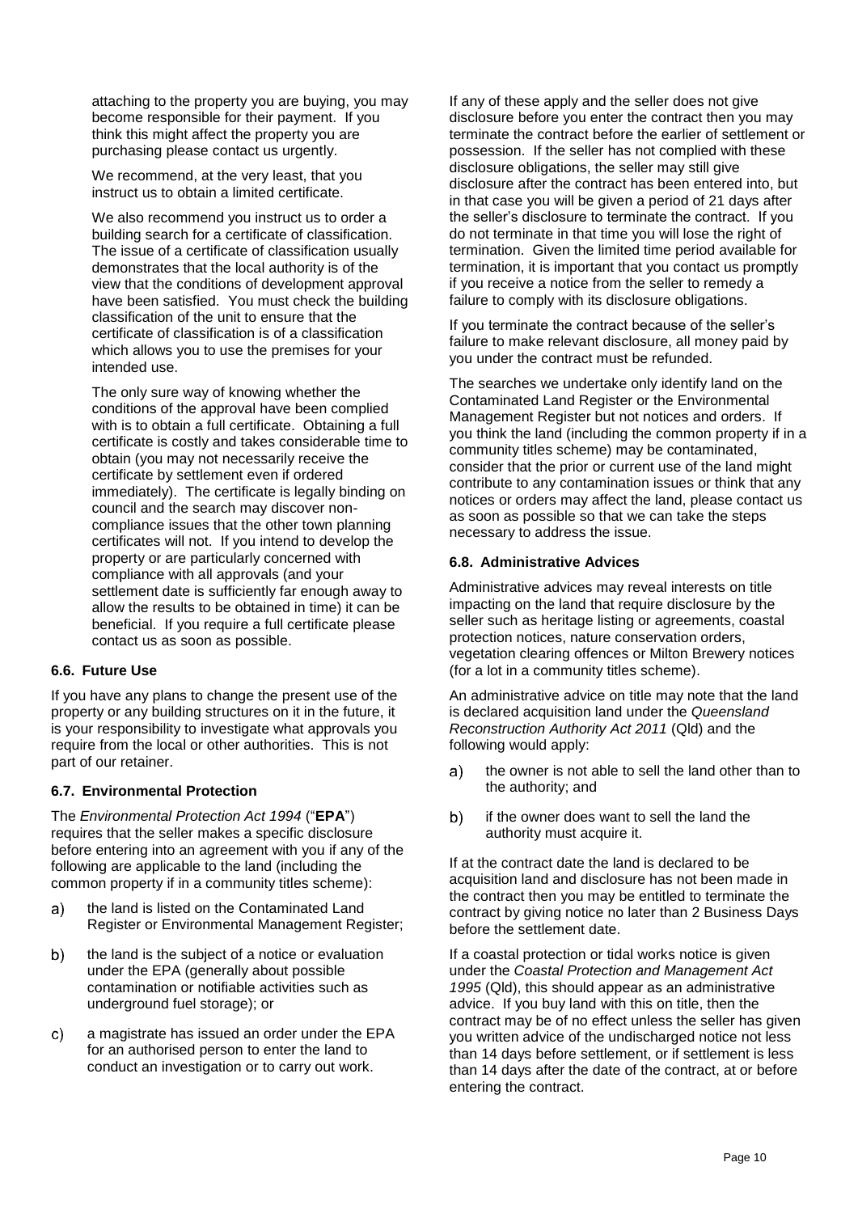attaching to the property you are buying, you may become responsible for their payment. If you think this might affect the property you are purchasing please contact us urgently.

We recommend, at the very least, that you instruct us to obtain a limited certificate.

We also recommend you instruct us to order a building search for a certificate of classification. The issue of a certificate of classification usually demonstrates that the local authority is of the view that the conditions of development approval have been satisfied. You must check the building classification of the unit to ensure that the certificate of classification is of a classification which allows you to use the premises for your intended use.

The only sure way of knowing whether the conditions of the approval have been complied with is to obtain a full certificate. Obtaining a full certificate is costly and takes considerable time to obtain (you may not necessarily receive the certificate by settlement even if ordered immediately). The certificate is legally binding on council and the search may discover non-compliance issues that the other town planning certificates will not. If you intend to develop the property or are particularly concerned with compliance with all approvals (and your settlement date is sufficiently far enough away to allow the results to be obtained in time) it can be beneficial. If you require a full certificate please contact us as soon as possible.

#### 6.6. Future Use

If you have any plans to change the present use of the property or any building structures on it in the future, it is your responsibility to investigate what approvals you require from the local or other authorities. This is not part of our retainer.

#### 6.7. Environmental Protection

The *Environmental Protection Act 1994* ("**EPA**") requires that the seller makes a specific disclosure before entering into an agreement with you if any of the following are applicable to the land (including the common property if in a community titles scheme):

a) the land is listed on the Contaminated Land Register or Environmental Management Register;

b) the land is the subject of a notice or evaluation under the EPA (generally about possible contamination or notifiable activities such as underground fuel storage); or

c) a magistrate has issued an order under the EPA for an authorised person to enter the land to conduct an investigation or to carry out work.

If any of these apply and the seller does not give disclosure before you enter the contract then you may terminate the contract before the earlier of settlement or possession. If the seller has not complied with these disclosure obligations, the seller may still give disclosure after the contract has been entered into, but in that case you will be given a period of 21 days after the seller's disclosure to terminate the contract. If you do not terminate in that time you will lose the right of termination. Given the limited time period available for termination, it is important that you contact us promptly if you receive a notice from the seller to remedy a failure to comply with its disclosure obligations.

If you terminate the contract because of the seller's failure to make relevant disclosure, all money paid by you under the contract must be refunded.

The searches we undertake only identify land on the Contaminated Land Register or the Environmental Management Register but not notices and orders. If you think the land (including the common property if in a community titles scheme) may be contaminated, consider that the prior or current use of the land might contribute to any contamination issues or think that any notices or orders may affect the land, please contact us as soon as possible so that we can take the steps necessary to address the issue.

#### 6.8. Administrative Advices

Administrative advices may reveal interests on title impacting on the land that require disclosure by the seller such as heritage listing or agreements, coastal protection notices, nature conservation orders, vegetation clearing offences or Milton Brewery notices (for a lot in a community titles scheme).

An administrative advice on title may note that the land is declared acquisition land under the *Queensland Reconstruction Authority Act 2011* (Qld) and the following would apply:

a) the owner is not able to sell the land other than to the authority; and

b) if the owner does want to sell the land the authority must acquire it.

If at the contract date the land is declared to be acquisition land and disclosure has not been made in the contract then you may be entitled to terminate the contract by giving notice no later than 2 Business Days before the settlement date.

If a coastal protection or tidal works notice is given under the *Coastal Protection and Management Act 1995* (Qld), this should appear as an administrative advice. If you buy land with this on title, then the contract may be of no effect unless the seller has given you written advice of the undischarged notice not less than 14 days before settlement, or if settlement is less than 14 days after the date of the contract, at or before entering the contract.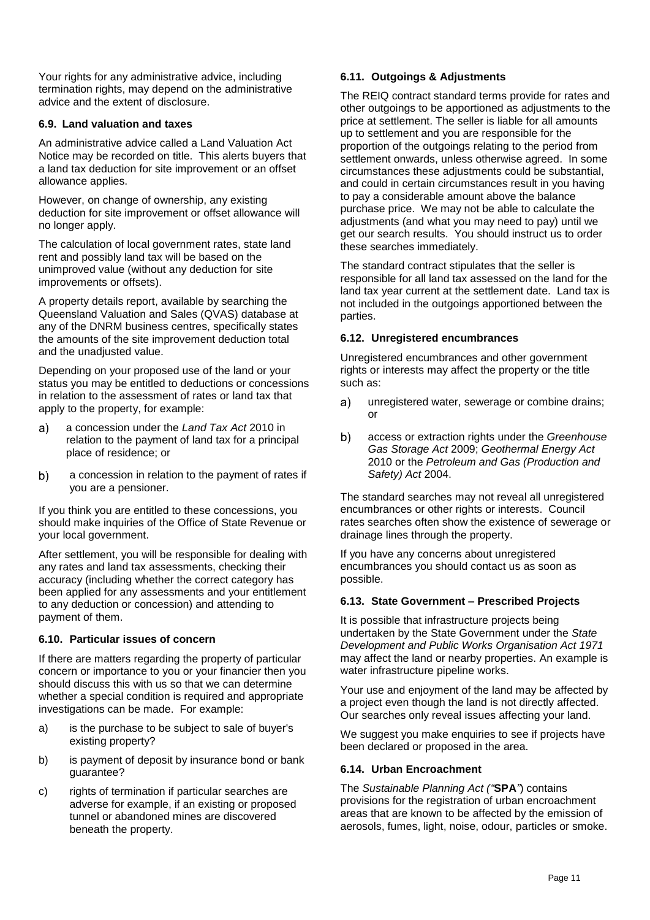Your rights for any administrative advice, including termination rights, may depend on the administrative advice and the extent of disclosure.

### 6.9. Land valuation and taxes

An administrative advice called a Land Valuation Act Notice may be recorded on title. This alerts buyers that a land tax deduction for site improvement or an offset allowance applies.

However, on change of ownership, any existing deduction for site improvement or offset allowance will no longer apply.

The calculation of local government rates, state land rent and possibly land tax will be based on the unimproved value (without any deduction for site improvements or offsets).

A property details report, available by searching the Queensland Valuation and Sales (QVAS) database at any of the DNRM business centres, specifically states the amounts of the site improvement deduction total and the unadjusted value.

Depending on your proposed use of the land or your status you may be entitled to deductions or concessions in relation to the assessment of rates or land tax that apply to the property, for example:

a) a concession under the *Land Tax Act* 2010 in relation to the payment of land tax for a principal place of residence; or

b) a concession in relation to the payment of rates if you are a pensioner.

If you think you are entitled to these concessions, you should make inquiries of the Office of State Revenue or your local government.

After settlement, you will be responsible for dealing with any rates and land tax assessments, checking their accuracy (including whether the correct category has been applied for any assessments and your entitlement to any deduction or concession) and attending to payment of them.

### 6.10. Particular issues of concern

If there are matters regarding the property of particular concern or importance to you or your financier then you should discuss this with us so that we can determine whether a special condition is required and appropriate investigations can be made. For example:

a) is the purchase to be subject to sale of buyer's existing property?

b) is payment of deposit by insurance bond or bank guarantee?

c) rights of termination if particular searches are adverse for example, if an existing or proposed tunnel or abandoned mines are discovered beneath the property.

### 6.11. Outgoings & Adjustments

The REIQ contract standard terms provide for rates and other outgoings to be apportioned as adjustments to the price at settlement. The seller is liable for all amounts up to settlement and you are responsible for the proportion of the outgoings relating to the period from settlement onwards, unless otherwise agreed. In some circumstances these adjustments could be substantial, and could in certain circumstances result in you having to pay a considerable amount above the balance purchase price. We may not be able to calculate the adjustments (and what you may need to pay) until we get our search results. You should instruct us to order these searches immediately.

The standard contract stipulates that the seller is responsible for all land tax assessed on the land for the land tax year current at the settlement date. Land tax is not included in the outgoings apportioned between the parties.

### 6.12. Unregistered encumbrances

Unregistered encumbrances and other government rights or interests may affect the property or the title such as:

a) unregistered water, sewerage or combine drains; or

b) access or extraction rights under the *Greenhouse Gas Storage Act* 2009; *Geothermal Energy Act* 2010 or the *Petroleum and Gas (Production and Safety) Act* 2004.

The standard searches may not reveal all unregistered encumbrances or other rights or interests. Council rates searches often show the existence of sewerage or drainage lines through the property.

If you have any concerns about unregistered encumbrances you should contact us as soon as possible.

### 6.13. State Government – Prescribed Projects

It is possible that infrastructure projects being undertaken by the State Government under the *State Development and Public Works Organisation Act 1971* may affect the land or nearby properties. An example is water infrastructure pipeline works.

Your use and enjoyment of the land may be affected by a project even though the land is not directly affected. Our searches only reveal issues affecting your land.

We suggest you make enquiries to see if projects have been declared or proposed in the area.

### 6.14. Urban Encroachment

The *Sustainable Planning Act ("***SPA***")* contains provisions for the registration of urban encroachment areas that are known to be affected by the emission of aerosols, fumes, light, noise, odour, particles or smoke.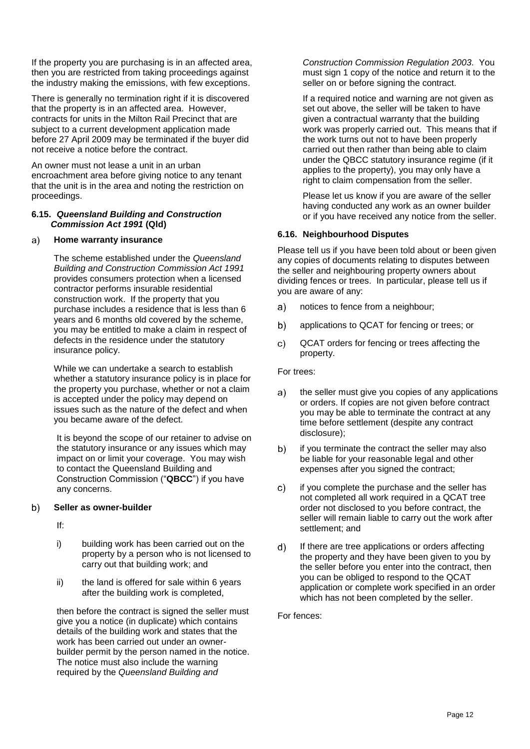If the property you are purchasing is in an affected area, then you are restricted from taking proceedings against the industry making the emissions, with few exceptions.

There is generally no termination right if it is discovered that the property is in an affected area. However, contracts for units in the Milton Rail Precinct that are subject to a current development application made before 27 April 2009 may be terminated if the buyer did not receive a notice before the contract.

An owner must not lease a unit in an urban encroachment area before giving notice to any tenant that the unit is in the area and noting the restriction on proceedings.

#### 6.15. *Queensland Building and Construction Commission Act 1991* (Qld)

a) **Home warranty insurance**

The scheme established under the *Queensland Building and Construction Commission Act 1991* provides consumers protection when a licensed contractor performs insurable residential construction work. If the property that you purchase includes a residence that is less than 6 years and 6 months old covered by the scheme, you may be entitled to make a claim in respect of defects in the residence under the statutory insurance policy.

While we can undertake a search to establish whether a statutory insurance policy is in place for the property you purchase, whether or not a claim is accepted under the policy may depend on issues such as the nature of the defect and when you became aware of the defect.

It is beyond the scope of our retainer to advise on the statutory insurance or any issues which may impact on or limit your coverage. You may wish to contact the Queensland Building and Construction Commission ("**QBCC**") if you have any concerns.

b) **Seller as owner-builder**

If:

i) building work has been carried out on the property by a person who is not licensed to carry out that building work; and

ii) the land is offered for sale within 6 years after the building work is completed,

then before the contract is signed the seller must give you a notice (in duplicate) which contains details of the building work and states that the work has been carried out under an owner-builder permit by the person named in the notice. The notice must also include the warning required by the *Queensland Building and Construction Commission Regulation 2003*. You must sign 1 copy of the notice and return it to the seller on or before signing the contract.

If a required notice and warning are not given as set out above, the seller will be taken to have given a contractual warranty that the building work was properly carried out. This means that if the work turns out not to have been properly carried out then rather than being able to claim under the QBCC statutory insurance regime (if it applies to the property), you may only have a right to claim compensation from the seller.

Please let us know if you are aware of the seller having conducted any work as an owner builder or if you have received any notice from the seller.

#### 6.16. Neighbourhood Disputes

Please tell us if you have been told about or been given any copies of documents relating to disputes between the seller and neighbouring property owners about dividing fences or trees. In particular, please tell us if you are aware of any:

a) notices to fence from a neighbour;

b) applications to QCAT for fencing or trees; or

c) QCAT orders for fencing or trees affecting the property.

For trees:

a) the seller must give you copies of any applications or orders. If copies are not given before contract you may be able to terminate the contract at any time before settlement (despite any contract disclosure);

b) if you terminate the contract the seller may also be liable for your reasonable legal and other expenses after you signed the contract;

c) if you complete the purchase and the seller has not completed all work required in a QCAT tree order not disclosed to you before contract, the seller will remain liable to carry out the work after settlement; and

d) If there are tree applications or orders affecting the property and they have been given to you by the seller before you enter into the contract, then you can be obliged to respond to the QCAT application or complete work specified in an order which has not been completed by the seller.

For fences: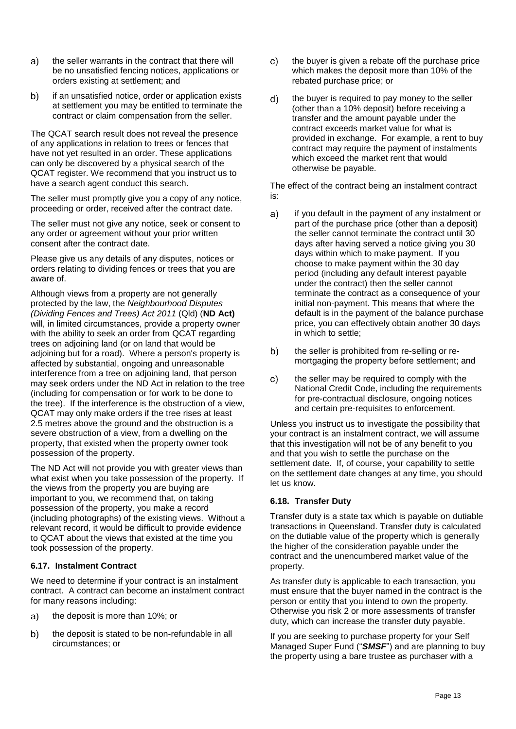a) the seller warrants in the contract that there will be no unsatisfied fencing notices, applications or orders existing at settlement; and

b) if an unsatisfied notice, order or application exists at settlement you may be entitled to terminate the contract or claim compensation from the seller.

The QCAT search result does not reveal the presence of any applications in relation to trees or fences that have not yet resulted in an order. These applications can only be discovered by a physical search of the QCAT register. We recommend that you instruct us to have a search agent conduct this search.

The seller must promptly give you a copy of any notice, proceeding or order, received after the contract date.

The seller must not give any notice, seek or consent to any order or agreement without your prior written consent after the contract date.

Please give us any details of any disputes, notices or orders relating to dividing fences or trees that you are aware of.

Although views from a property are not generally protected by the law, the *Neighbourhood Disputes (Dividing Fences and Trees) Act 2011* (Qld) (**ND Act)** will, in limited circumstances, provide a property owner with the ability to seek an order from QCAT regarding trees on adjoining land (or on land that would be adjoining but for a road). Where a person's property is affected by substantial, ongoing and unreasonable interference from a tree on adjoining land, that person may seek orders under the ND Act in relation to the tree (including for compensation or for work to be done to the tree). If the interference is the obstruction of a view, QCAT may only make orders if the tree rises at least 2.5 metres above the ground and the obstruction is a severe obstruction of a view, from a dwelling on the property, that existed when the property owner took possession of the property.

The ND Act will not provide you with greater views than what exist when you take possession of the property. If the views from the property you are buying are important to you, we recommend that, on taking possession of the property, you make a record (including photographs) of the existing views. Without a relevant record, it would be difficult to provide evidence to QCAT about the views that existed at the time you took possession of the property.

### 6.17. Instalment Contract

We need to determine if your contract is an instalment contract. A contract can become an instalment contract for many reasons including:

a) the deposit is more than 10%; or

b) the deposit is stated to be non-refundable in all circumstances; or

c) the buyer is given a rebate off the purchase price which makes the deposit more than 10% of the rebated purchase price; or

d) the buyer is required to pay money to the seller (other than a 10% deposit) before receiving a transfer and the amount payable under the contract exceeds market value for what is provided in exchange. For example, a rent to buy contract may require the payment of instalments which exceed the market rent that would otherwise be payable.

The effect of the contract being an instalment contract is:

a) if you default in the payment of any instalment or part of the purchase price (other than a deposit) the seller cannot terminate the contract until 30 days after having served a notice giving you 30 days within which to make payment. If you choose to make payment within the 30 day period (including any default interest payable under the contract) then the seller cannot terminate the contract as a consequence of your initial non-payment. This means that where the default is in the payment of the balance purchase price, you can effectively obtain another 30 days in which to settle;

b) the seller is prohibited from re-selling or re-mortgaging the property before settlement; and

c) the seller may be required to comply with the National Credit Code, including the requirements for pre-contractual disclosure, ongoing notices and certain pre-requisites to enforcement.

Unless you instruct us to investigate the possibility that your contract is an instalment contract, we will assume that this investigation will not be of any benefit to you and that you wish to settle the purchase on the settlement date. If, of course, your capability to settle on the settlement date changes at any time, you should let us know.

### 6.18. Transfer Duty

Transfer duty is a state tax which is payable on dutiable transactions in Queensland. Transfer duty is calculated on the dutiable value of the property which is generally the higher of the consideration payable under the contract and the unencumbered market value of the property.

As transfer duty is applicable to each transaction, you must ensure that the buyer named in the contract is the person or entity that you intend to own the property. Otherwise you risk 2 or more assessments of transfer duty, which can increase the transfer duty payable.

If you are seeking to purchase property for your Self Managed Super Fund ("***SMSF***") and are planning to buy the property using a bare trustee as purchaser with a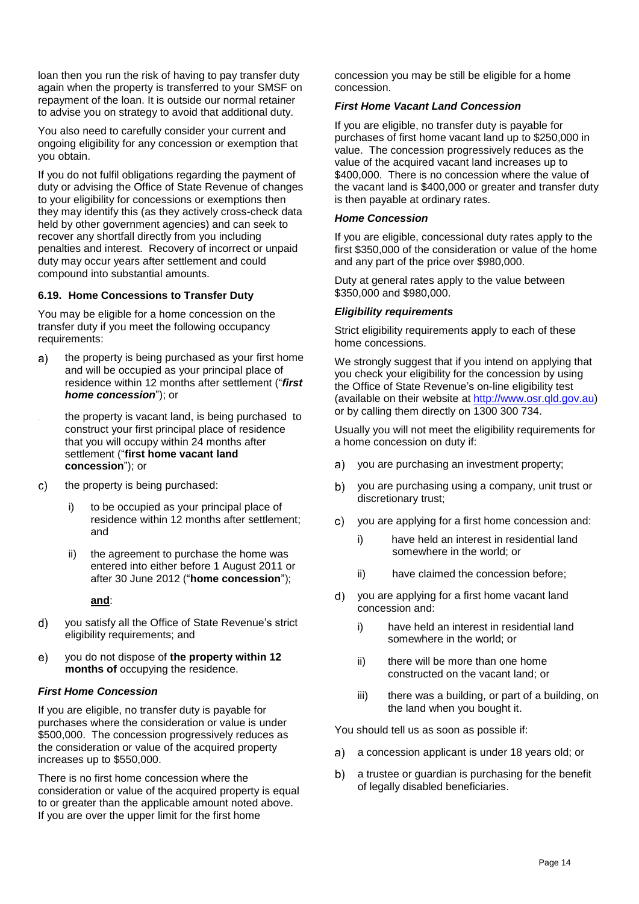loan then you run the risk of having to pay transfer duty again when the property is transferred to your SMSF on repayment of the loan. It is outside our normal retainer to advise you on strategy to avoid that additional duty.

You also need to carefully consider your current and ongoing eligibility for any concession or exemption that you obtain.

If you do not fulfil obligations regarding the payment of duty or advising the Office of State Revenue of changes to your eligibility for concessions or exemptions then they may identify this (as they actively cross-check data held by other government agencies) and can seek to recover any shortfall directly from you including penalties and interest. Recovery of incorrect or unpaid duty may occur years after settlement and could compound into substantial amounts.

### 6.19. Home Concessions to Transfer Duty

You may be eligible for a home concession on the transfer duty if you meet the following occupancy requirements:

a) the property is being purchased as your first home and will be occupied as your principal place of residence within 12 months after settlement ("***first home concession***"); or

the property is vacant land, is being purchased to construct your first principal place of residence that you will occupy within 24 months after settlement ("**first home vacant land concession**"); or

c) the property is being purchased:

   i) to be occupied as your principal place of residence within 12 months after settlement; and

   ii) the agreement to purchase the home was entered into either before 1 August 2011 or after 30 June 2012 ("**home concession**");

   **and**:

d) you satisfy all the Office of State Revenue's strict eligibility requirements; and

e) you do not dispose of **the property within 12 months of** occupying the residence.

#### *First Home Concession*

If you are eligible, no transfer duty is payable for purchases where the consideration or value is under $500,000. The concession progressively reduces as the consideration or value of the acquired property increases up to $550,000.

There is no first home concession where the consideration or value of the acquired property is equal to or greater than the applicable amount noted above. If you are over the upper limit for the first home concession you may be still be eligible for a home concession.

#### *First Home Vacant Land Concession*

If you are eligible, no transfer duty is payable for purchases of first home vacant land up to $250,000 in value. The concession progressively reduces as the value of the acquired vacant land increases up to $400,000. There is no concession where the value of the vacant land is $400,000 or greater and transfer duty is then payable at ordinary rates.

#### *Home Concession*

If you are eligible, concessional duty rates apply to the first $350,000 of the consideration or value of the home and any part of the price over $980,000.

Duty at general rates apply to the value between $350,000 and $980,000.

#### *Eligibility requirements*

Strict eligibility requirements apply to each of these home concessions.

We strongly suggest that if you intend on applying that you check your eligibility for the concession by using the Office of State Revenue's on-line eligibility test (available on their website at http://www.osr.qld.gov.au) or by calling them directly on 1300 300 734.

Usually you will not meet the eligibility requirements for a home concession on duty if:

a) you are purchasing an investment property;

b) you are purchasing using a company, unit trust or discretionary trust;

c) you are applying for a first home concession and:

   i) have held an interest in residential land somewhere in the world; or

   ii) have claimed the concession before;

d) you are applying for a first home vacant land concession and:

   i) have held an interest in residential land somewhere in the world; or

   ii) there will be more than one home constructed on the vacant land; or

   iii) there was a building, or part of a building, on the land when you bought it.

You should tell us as soon as possible if:

a) a concession applicant is under 18 years old; or

b) a trustee or guardian is purchasing for the benefit of legally disabled beneficiaries.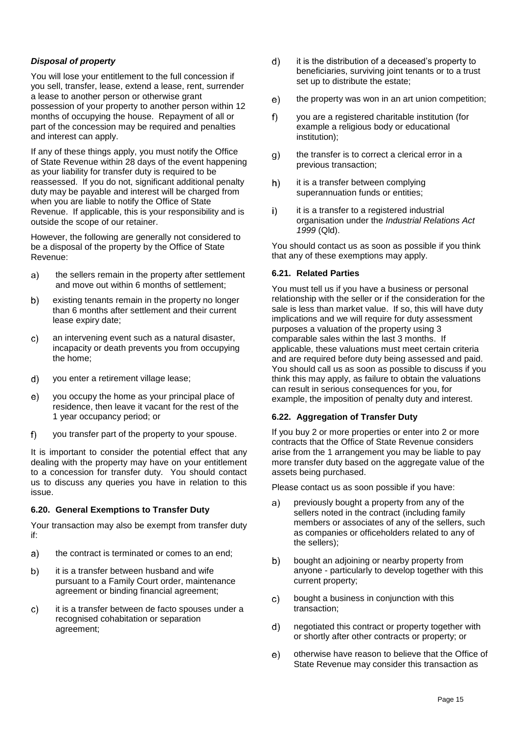### *Disposal of property*

You will lose your entitlement to the full concession if you sell, transfer, lease, extend a lease, rent, surrender a lease to another person or otherwise grant possession of your property to another person within 12 months of occupying the house. Repayment of all or part of the concession may be required and penalties and interest can apply.

If any of these things apply, you must notify the Office of State Revenue within 28 days of the event happening as your liability for transfer duty is required to be reassessed. If you do not, significant additional penalty duty may be payable and interest will be charged from when you are liable to notify the Office of State Revenue. If applicable, this is your responsibility and is outside the scope of our retainer.

However, the following are generally not considered to be a disposal of the property by the Office of State Revenue:

a) the sellers remain in the property after settlement and move out within 6 months of settlement;

b) existing tenants remain in the property no longer than 6 months after settlement and their current lease expiry date;

c) an intervening event such as a natural disaster, incapacity or death prevents you from occupying the home;

d) you enter a retirement village lease;

e) you occupy the home as your principal place of residence, then leave it vacant for the rest of the 1 year occupancy period; or

f) you transfer part of the property to your spouse.

It is important to consider the potential effect that any dealing with the property may have on your entitlement to a concession for transfer duty. You should contact us to discuss any queries you have in relation to this issue.

### 6.20. General Exemptions to Transfer Duty

Your transaction may also be exempt from transfer duty if:

a) the contract is terminated or comes to an end;

b) it is a transfer between husband and wife pursuant to a Family Court order, maintenance agreement or binding financial agreement;

c) it is a transfer between de facto spouses under a recognised cohabitation or separation agreement;

d) it is the distribution of a deceased's property to beneficiaries, surviving joint tenants or to a trust set up to distribute the estate;

e) the property was won in an art union competition;

f) you are a registered charitable institution (for example a religious body or educational institution);

g) the transfer is to correct a clerical error in a previous transaction;

h) it is a transfer between complying superannuation funds or entities;

i) it is a transfer to a registered industrial organisation under the *Industrial Relations Act 1999* (Qld).

You should contact us as soon as possible if you think that any of these exemptions may apply.

### 6.21. Related Parties

You must tell us if you have a business or personal relationship with the seller or if the consideration for the sale is less than market value. If so, this will have duty implications and we will require for duty assessment purposes a valuation of the property using 3 comparable sales within the last 3 months. If applicable, these valuations must meet certain criteria and are required before duty being assessed and paid. You should call us as soon as possible to discuss if you think this may apply, as failure to obtain the valuations can result in serious consequences for you, for example, the imposition of penalty duty and interest.

### 6.22. Aggregation of Transfer Duty

If you buy 2 or more properties or enter into 2 or more contracts that the Office of State Revenue considers arise from the 1 arrangement you may be liable to pay more transfer duty based on the aggregate value of the assets being purchased.

Please contact us as soon possible if you have:

a) previously bought a property from any of the sellers noted in the contract (including family members or associates of any of the sellers, such as companies or officeholders related to any of the sellers);

b) bought an adjoining or nearby property from anyone - particularly to develop together with this current property;

c) bought a business in conjunction with this transaction;

d) negotiated this contract or property together with or shortly after other contracts or property; or

e) otherwise have reason to believe that the Office of State Revenue may consider this transaction as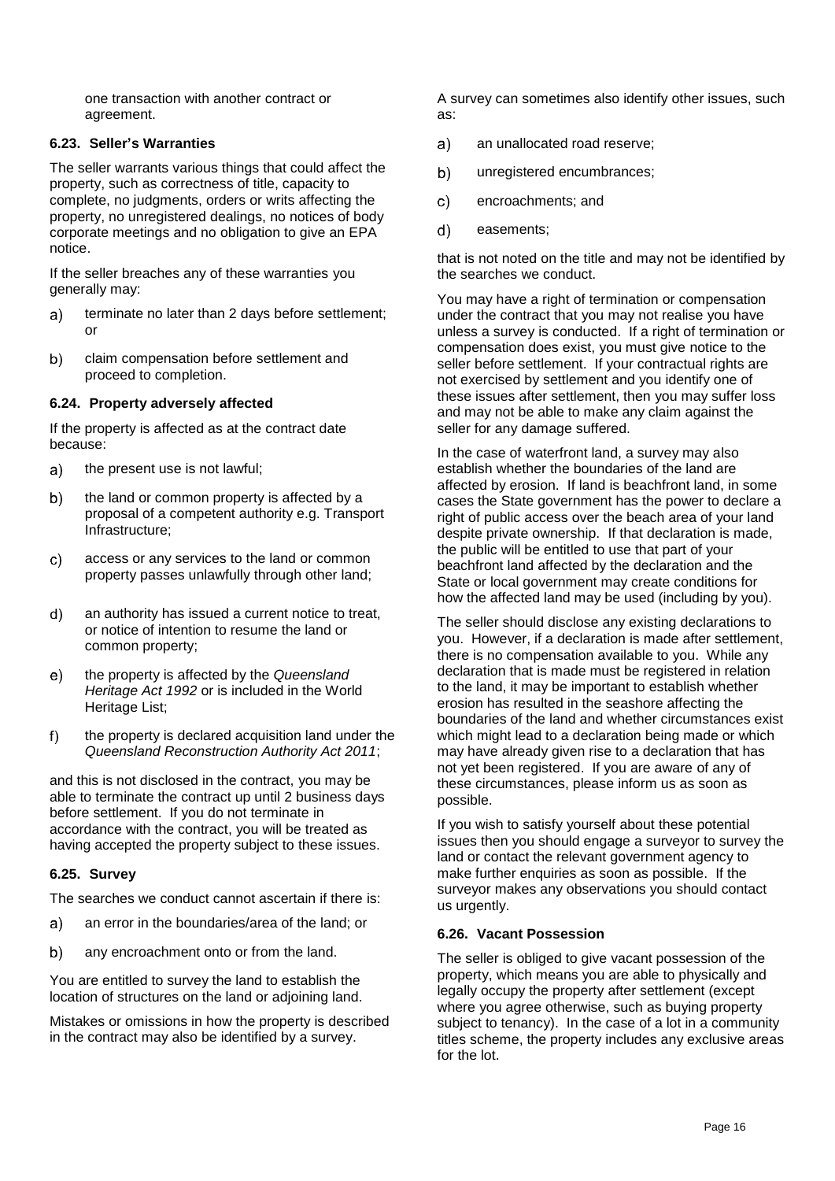one transaction with another contract or agreement.

### 6.23. Seller's Warranties

The seller warrants various things that could affect the property, such as correctness of title, capacity to complete, no judgments, orders or writs affecting the property, no unregistered dealings, no notices of body corporate meetings and no obligation to give an EPA notice.

If the seller breaches any of these warranties you generally may:

a) terminate no later than 2 days before settlement; or

b) claim compensation before settlement and proceed to completion.

### 6.24. Property adversely affected

If the property is affected as at the contract date because:

a) the present use is not lawful;

b) the land or common property is affected by a proposal of a competent authority e.g. Transport Infrastructure;

c) access or any services to the land or common property passes unlawfully through other land;

d) an authority has issued a current notice to treat, or notice of intention to resume the land or common property;

e) the property is affected by the *Queensland Heritage Act 1992* or is included in the World Heritage List;

f) the property is declared acquisition land under the *Queensland Reconstruction Authority Act 2011*;

and this is not disclosed in the contract, you may be able to terminate the contract up until 2 business days before settlement. If you do not terminate in accordance with the contract, you will be treated as having accepted the property subject to these issues.

### 6.25. Survey

The searches we conduct cannot ascertain if there is:

a) an error in the boundaries/area of the land; or

b) any encroachment onto or from the land.

You are entitled to survey the land to establish the location of structures on the land or adjoining land.

Mistakes or omissions in how the property is described in the contract may also be identified by a survey.

A survey can sometimes also identify other issues, such as:

a) an unallocated road reserve;

b) unregistered encumbrances;

c) encroachments; and

d) easements;

that is not noted on the title and may not be identified by the searches we conduct.

You may have a right of termination or compensation under the contract that you may not realise you have unless a survey is conducted. If a right of termination or compensation does exist, you must give notice to the seller before settlement. If your contractual rights are not exercised by settlement and you identify one of these issues after settlement, then you may suffer loss and may not be able to make any claim against the seller for any damage suffered.

In the case of waterfront land, a survey may also establish whether the boundaries of the land are affected by erosion. If land is beachfront land, in some cases the State government has the power to declare a right of public access over the beach area of your land despite private ownership. If that declaration is made, the public will be entitled to use that part of your beachfront land affected by the declaration and the State or local government may create conditions for how the affected land may be used (including by you).

The seller should disclose any existing declarations to you. However, if a declaration is made after settlement, there is no compensation available to you. While any declaration that is made must be registered in relation to the land, it may be important to establish whether erosion has resulted in the seashore affecting the boundaries of the land and whether circumstances exist which might lead to a declaration being made or which may have already given rise to a declaration that has not yet been registered. If you are aware of any of these circumstances, please inform us as soon as possible.

If you wish to satisfy yourself about these potential issues then you should engage a surveyor to survey the land or contact the relevant government agency to make further enquiries as soon as possible. If the surveyor makes any observations you should contact us urgently.

### 6.26. Vacant Possession

The seller is obliged to give vacant possession of the property, which means you are able to physically and legally occupy the property after settlement (except where you agree otherwise, such as buying property subject to tenancy). In the case of a lot in a community titles scheme, the property includes any exclusive areas for the lot.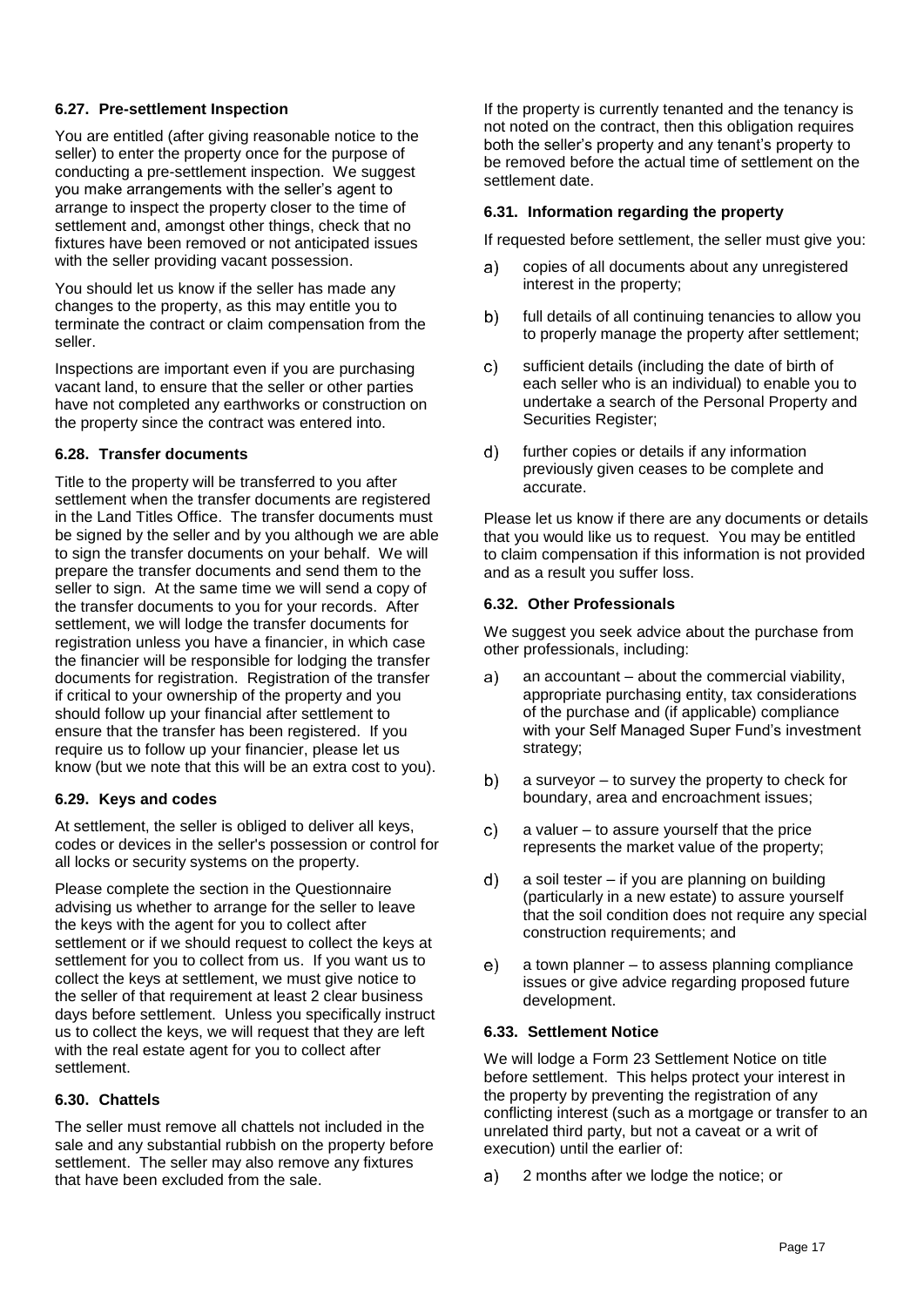### 6.27. Pre-settlement Inspection

You are entitled (after giving reasonable notice to the seller) to enter the property once for the purpose of conducting a pre-settlement inspection. We suggest you make arrangements with the seller's agent to arrange to inspect the property closer to the time of settlement and, amongst other things, check that no fixtures have been removed or not anticipated issues with the seller providing vacant possession.

You should let us know if the seller has made any changes to the property, as this may entitle you to terminate the contract or claim compensation from the seller.

Inspections are important even if you are purchasing vacant land, to ensure that the seller or other parties have not completed any earthworks or construction on the property since the contract was entered into.

### 6.28. Transfer documents

Title to the property will be transferred to you after settlement when the transfer documents are registered in the Land Titles Office. The transfer documents must be signed by the seller and by you although we are able to sign the transfer documents on your behalf. We will prepare the transfer documents and send them to the seller to sign. At the same time we will send a copy of the transfer documents to you for your records. After settlement, we will lodge the transfer documents for registration unless you have a financier, in which case the financier will be responsible for lodging the transfer documents for registration. Registration of the transfer if critical to your ownership of the property and you should follow up your financial after settlement to ensure that the transfer has been registered. If you require us to follow up your financier, please let us know (but we note that this will be an extra cost to you).

### 6.29. Keys and codes

At settlement, the seller is obliged to deliver all keys, codes or devices in the seller's possession or control for all locks or security systems on the property.

Please complete the section in the Questionnaire advising us whether to arrange for the seller to leave the keys with the agent for you to collect after settlement or if we should request to collect the keys at settlement for you to collect from us. If you want us to collect the keys at settlement, we must give notice to the seller of that requirement at least 2 clear business days before settlement. Unless you specifically instruct us to collect the keys, we will request that they are left with the real estate agent for you to collect after settlement.

### 6.30. Chattels

The seller must remove all chattels not included in the sale and any substantial rubbish on the property before settlement. The seller may also remove any fixtures that have been excluded from the sale.

If the property is currently tenanted and the tenancy is not noted on the contract, then this obligation requires both the seller's property and any tenant's property to be removed before the actual time of settlement on the settlement date.

### 6.31. Information regarding the property

If requested before settlement, the seller must give you:

a) copies of all documents about any unregistered interest in the property;

b) full details of all continuing tenancies to allow you to properly manage the property after settlement;

c) sufficient details (including the date of birth of each seller who is an individual) to enable you to undertake a search of the Personal Property and Securities Register;

d) further copies or details if any information previously given ceases to be complete and accurate.

Please let us know if there are any documents or details that you would like us to request. You may be entitled to claim compensation if this information is not provided and as a result you suffer loss.

### 6.32. Other Professionals

We suggest you seek advice about the purchase from other professionals, including:

a) an accountant – about the commercial viability, appropriate purchasing entity, tax considerations of the purchase and (if applicable) compliance with your Self Managed Super Fund's investment strategy;

b) a surveyor – to survey the property to check for boundary, area and encroachment issues;

c) a valuer – to assure yourself that the price represents the market value of the property;

d) a soil tester – if you are planning on building (particularly in a new estate) to assure yourself that the soil condition does not require any special construction requirements; and

e) a town planner – to assess planning compliance issues or give advice regarding proposed future development.

### 6.33. Settlement Notice

We will lodge a Form 23 Settlement Notice on title before settlement. This helps protect your interest in the property by preventing the registration of any conflicting interest (such as a mortgage or transfer to an unrelated third party, but not a caveat or a writ of execution) until the earlier of:

a) 2 months after we lodge the notice; or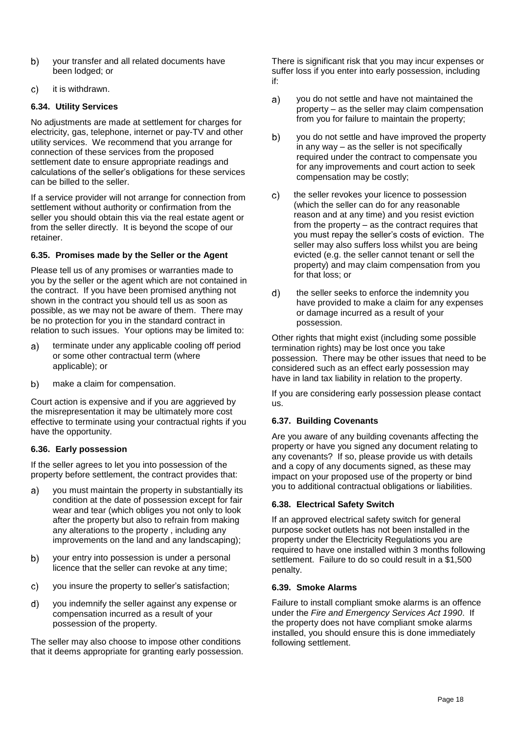b) your transfer and all related documents have been lodged; or

c) it is withdrawn.

### 6.34. Utility Services

No adjustments are made at settlement for charges for electricity, gas, telephone, internet or pay-TV and other utility services. We recommend that you arrange for connection of these services from the proposed settlement date to ensure appropriate readings and calculations of the seller's obligations for these services can be billed to the seller.

If a service provider will not arrange for connection from settlement without authority or confirmation from the seller you should obtain this via the real estate agent or from the seller directly. It is beyond the scope of our retainer.

### 6.35. Promises made by the Seller or the Agent

Please tell us of any promises or warranties made to you by the seller or the agent which are not contained in the contract. If you have been promised anything not shown in the contract you should tell us as soon as possible, as we may not be aware of them. There may be no protection for you in the standard contract in relation to such issues. Your options may be limited to:

a) terminate under any applicable cooling off period or some other contractual term (where applicable); or

b) make a claim for compensation.

Court action is expensive and if you are aggrieved by the misrepresentation it may be ultimately more cost effective to terminate using your contractual rights if you have the opportunity.

### 6.36. Early possession

If the seller agrees to let you into possession of the property before settlement, the contract provides that:

a) you must maintain the property in substantially its condition at the date of possession except for fair wear and tear (which obliges you not only to look after the property but also to refrain from making any alterations to the property , including any improvements on the land and any landscaping);

b) your entry into possession is under a personal licence that the seller can revoke at any time;

c) you insure the property to seller's satisfaction;

d) you indemnify the seller against any expense or compensation incurred as a result of your possession of the property.

The seller may also choose to impose other conditions that it deems appropriate for granting early possession.

There is significant risk that you may incur expenses or suffer loss if you enter into early possession, including if:

a) you do not settle and have not maintained the property – as the seller may claim compensation from you for failure to maintain the property;

b) you do not settle and have improved the property in any way – as the seller is not specifically required under the contract to compensate you for any improvements and court action to seek compensation may be costly;

c) the seller revokes your licence to possession (which the seller can do for any reasonable reason and at any time) and you resist eviction from the property – as the contract requires that you must repay the seller's costs of eviction. The seller may also suffers loss whilst you are being evicted (e.g. the seller cannot tenant or sell the property) and may claim compensation from you for that loss; or

d) the seller seeks to enforce the indemnity you have provided to make a claim for any expenses or damage incurred as a result of your possession.

Other rights that might exist (including some possible termination rights) may be lost once you take possession. There may be other issues that need to be considered such as an effect early possession may have in land tax liability in relation to the property.

If you are considering early possession please contact us.

### 6.37. Building Covenants

Are you aware of any building covenants affecting the property or have you signed any document relating to any covenants? If so, please provide us with details and a copy of any documents signed, as these may impact on your proposed use of the property or bind you to additional contractual obligations or liabilities.

### 6.38. Electrical Safety Switch

If an approved electrical safety switch for general purpose socket outlets has not been installed in the property under the Electricity Regulations you are required to have one installed within 3 months following settlement. Failure to do so could result in a $1,500 penalty.

### 6.39. Smoke Alarms

Failure to install compliant smoke alarms is an offence under the *Fire and Emergency Services Act 1990*. If the property does not have compliant smoke alarms installed, you should ensure this is done immediately following settlement.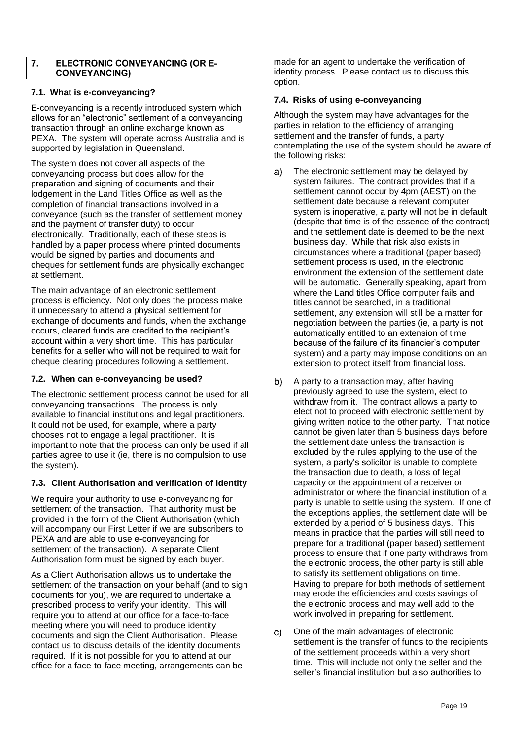## 7. ELECTRONIC CONVEYANCING (OR E-CONVEYANCING)

### 7.1. What is e-conveyancing?

E-conveyancing is a recently introduced system which allows for an "electronic" settlement of a conveyancing transaction through an online exchange known as PEXA. The system will operate across Australia and is supported by legislation in Queensland.

The system does not cover all aspects of the conveyancing process but does allow for the preparation and signing of documents and their lodgement in the Land Titles Office as well as the completion of financial transactions involved in a conveyance (such as the transfer of settlement money and the payment of transfer duty) to occur electronically. Traditionally, each of these steps is handled by a paper process where printed documents would be signed by parties and documents and cheques for settlement funds are physically exchanged at settlement.

The main advantage of an electronic settlement process is efficiency. Not only does the process make it unnecessary to attend a physical settlement for exchange of documents and funds, when the exchange occurs, cleared funds are credited to the recipient's account within a very short time. This has particular benefits for a seller who will not be required to wait for cheque clearing procedures following a settlement.

### 7.2. When can e-conveyancing be used?

The electronic settlement process cannot be used for all conveyancing transactions. The process is only available to financial institutions and legal practitioners. It could not be used, for example, where a party chooses not to engage a legal practitioner. It is important to note that the process can only be used if all parties agree to use it (ie, there is no compulsion to use the system).

### 7.3. Client Authorisation and verification of identity

We require your authority to use e-conveyancing for settlement of the transaction. That authority must be provided in the form of the Client Authorisation (which will accompany our First Letter if we are subscribers to PEXA and are able to use e-conveyancing for settlement of the transaction). A separate Client Authorisation form must be signed by each buyer.

As a Client Authorisation allows us to undertake the settlement of the transaction on your behalf (and to sign documents for you), we are required to undertake a prescribed process to verify your identity. This will require you to attend at our office for a face-to-face meeting where you will need to produce identity documents and sign the Client Authorisation. Please contact us to discuss details of the identity documents required. If it is not possible for you to attend at our office for a face-to-face meeting, arrangements can be made for an agent to undertake the verification of identity process. Please contact us to discuss this option.

### 7.4. Risks of using e-conveyancing

Although the system may have advantages for the parties in relation to the efficiency of arranging settlement and the transfer of funds, a party contemplating the use of the system should be aware of the following risks:

a) The electronic settlement may be delayed by system failures. The contract provides that if a settlement cannot occur by 4pm (AEST) on the settlement date because a relevant computer system is inoperative, a party will not be in default (despite that time is of the essence of the contract) and the settlement date is deemed to be the next business day. While that risk also exists in circumstances where a traditional (paper based) settlement process is used, in the electronic environment the extension of the settlement date will be automatic. Generally speaking, apart from where the Land titles Office computer fails and titles cannot be searched, in a traditional settlement, any extension will still be a matter for negotiation between the parties (ie, a party is not automatically entitled to an extension of time because of the failure of its financier's computer system) and a party may impose conditions on an extension to protect itself from financial loss.

b) A party to a transaction may, after having previously agreed to use the system, elect to withdraw from it. The contract allows a party to elect not to proceed with electronic settlement by giving written notice to the other party. That notice cannot be given later than 5 business days before the settlement date unless the transaction is excluded by the rules applying to the use of the system, a party's solicitor is unable to complete the transaction due to death, a loss of legal capacity or the appointment of a receiver or administrator or where the financial institution of a party is unable to settle using the system. If one of the exceptions applies, the settlement date will be extended by a period of 5 business days. This means in practice that the parties will still need to prepare for a traditional (paper based) settlement process to ensure that if one party withdraws from the electronic process, the other party is still able to satisfy its settlement obligations on time. Having to prepare for both methods of settlement may erode the efficiencies and costs savings of the electronic process and may well add to the work involved in preparing for settlement.

c) One of the main advantages of electronic settlement is the transfer of funds to the recipients of the settlement proceeds within a very short time. This will include not only the seller and the seller's financial institution but also authorities to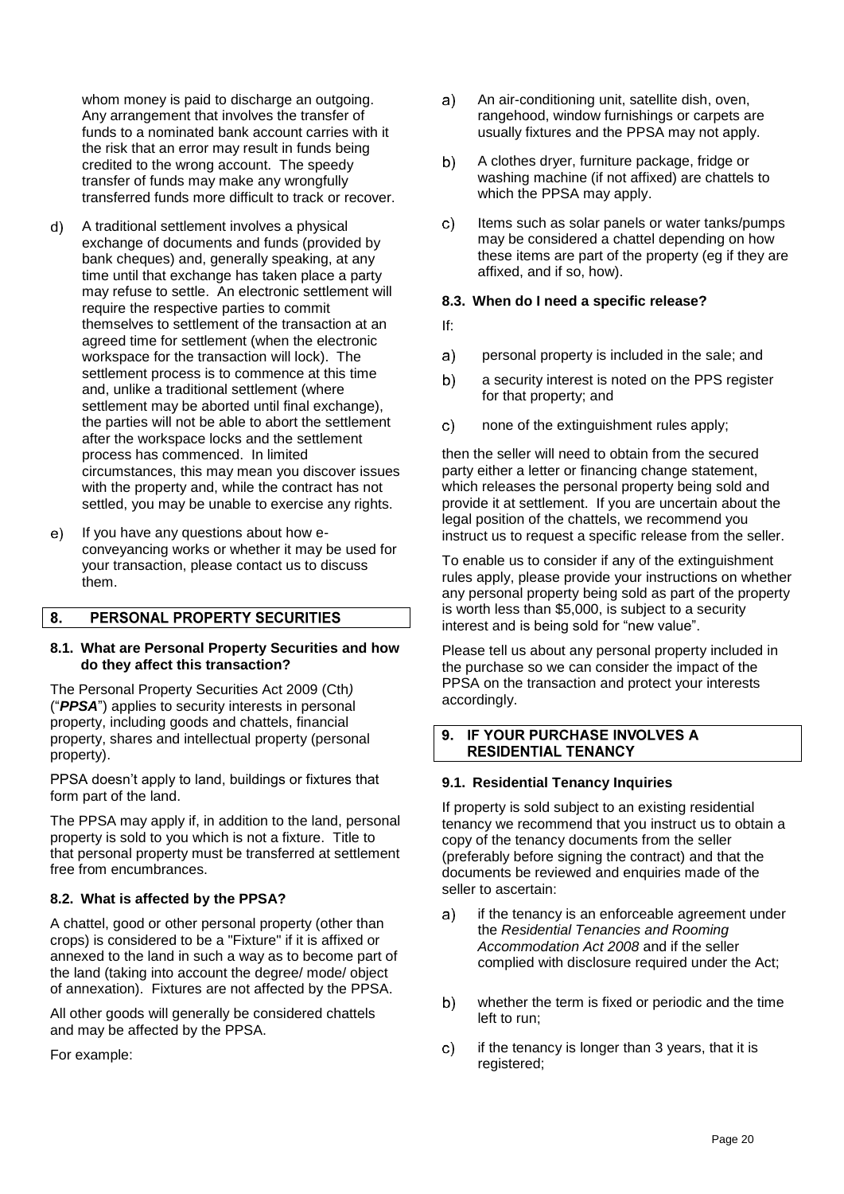whom money is paid to discharge an outgoing. Any arrangement that involves the transfer of funds to a nominated bank account carries with it the risk that an error may result in funds being credited to the wrong account. The speedy transfer of funds may make any wrongfully transferred funds more difficult to track or recover.

d) A traditional settlement involves a physical exchange of documents and funds (provided by bank cheques) and, generally speaking, at any time until that exchange has taken place a party may refuse to settle. An electronic settlement will require the respective parties to commit themselves to settlement of the transaction at an agreed time for settlement (when the electronic workspace for the transaction will lock). The settlement process is to commence at this time and, unlike a traditional settlement (where settlement may be aborted until final exchange), the parties will not be able to abort the settlement after the workspace locks and the settlement process has commenced. In limited circumstances, this may mean you discover issues with the property and, while the contract has not settled, you may be unable to exercise any rights.

e) If you have any questions about how e-conveyancing works or whether it may be used for your transaction, please contact us to discuss them.

## 8. PERSONAL PROPERTY SECURITIES

### 8.1. What are Personal Property Securities and how do they affect this transaction?

The Personal Property Securities Act 2009 (Cth*)* ("***PPSA***") applies to security interests in personal property, including goods and chattels, financial property, shares and intellectual property (personal property).

PPSA doesn't apply to land, buildings or fixtures that form part of the land.

The PPSA may apply if, in addition to the land, personal property is sold to you which is not a fixture. Title to that personal property must be transferred at settlement free from encumbrances.

### 8.2. What is affected by the PPSA?

A chattel, good or other personal property (other than crops) is considered to be a "Fixture" if it is affixed or annexed to the land in such a way as to become part of the land (taking into account the degree/ mode/ object of annexation). Fixtures are not affected by the PPSA.

All other goods will generally be considered chattels and may be affected by the PPSA.

For example:

a) An air-conditioning unit, satellite dish, oven, rangehood, window furnishings or carpets are usually fixtures and the PPSA may not apply.

b) A clothes dryer, furniture package, fridge or washing machine (if not affixed) are chattels to which the PPSA may apply.

c) Items such as solar panels or water tanks/pumps may be considered a chattel depending on how these items are part of the property (eg if they are affixed, and if so, how).

### 8.3. When do I need a specific release?

If:

a) personal property is included in the sale; and

b) a security interest is noted on the PPS register for that property; and

c) none of the extinguishment rules apply;

then the seller will need to obtain from the secured party either a letter or financing change statement, which releases the personal property being sold and provide it at settlement. If you are uncertain about the legal position of the chattels, we recommend you instruct us to request a specific release from the seller.

To enable us to consider if any of the extinguishment rules apply, please provide your instructions on whether any personal property being sold as part of the property is worth less than $5,000, is subject to a security interest and is being sold for "new value".

Please tell us about any personal property included in the purchase so we can consider the impact of the PPSA on the transaction and protect your interests accordingly.

## 9. IF YOUR PURCHASE INVOLVES A RESIDENTIAL TENANCY

### 9.1. Residential Tenancy Inquiries

If property is sold subject to an existing residential tenancy we recommend that you instruct us to obtain a copy of the tenancy documents from the seller (preferably before signing the contract) and that the documents be reviewed and enquiries made of the seller to ascertain:

a) if the tenancy is an enforceable agreement under the *Residential Tenancies and Rooming Accommodation Act 2008* and if the seller complied with disclosure required under the Act;

b) whether the term is fixed or periodic and the time left to run;

c) if the tenancy is longer than 3 years, that it is registered;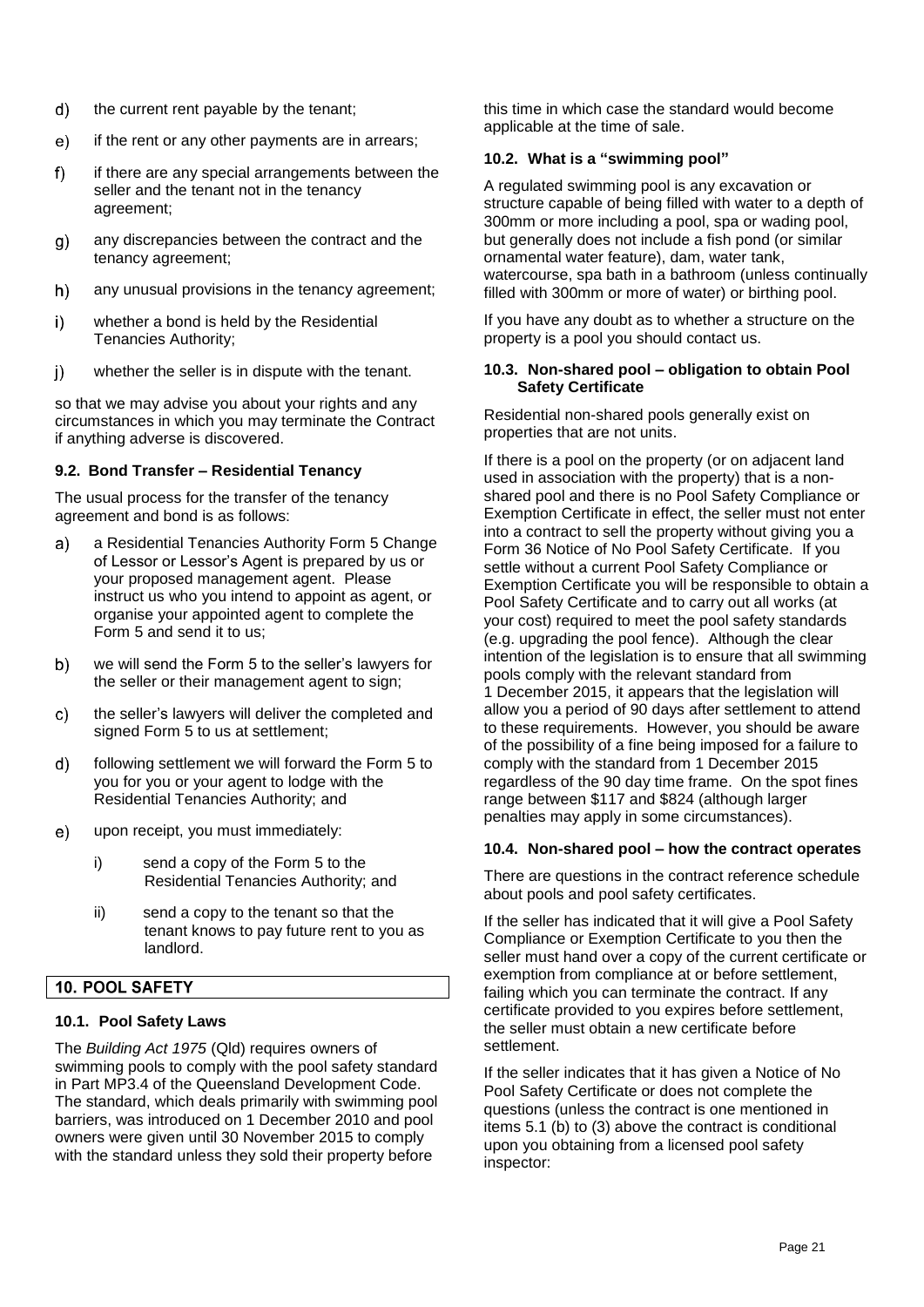d) the current rent payable by the tenant;

e) if the rent or any other payments are in arrears;

f) if there are any special arrangements between the seller and the tenant not in the tenancy agreement;

g) any discrepancies between the contract and the tenancy agreement;

h) any unusual provisions in the tenancy agreement;

i) whether a bond is held by the Residential Tenancies Authority;

j) whether the seller is in dispute with the tenant.

so that we may advise you about your rights and any circumstances in which you may terminate the Contract if anything adverse is discovered.

### 9.2. Bond Transfer – Residential Tenancy

The usual process for the transfer of the tenancy agreement and bond is as follows:

a) a Residential Tenancies Authority Form 5 Change of Lessor or Lessor's Agent is prepared by us or your proposed management agent. Please instruct us who you intend to appoint as agent, or organise your appointed agent to complete the Form 5 and send it to us;

b) we will send the Form 5 to the seller's lawyers for the seller or their management agent to sign;

c) the seller's lawyers will deliver the completed and signed Form 5 to us at settlement;

d) following settlement we will forward the Form 5 to you for you or your agent to lodge with the Residential Tenancies Authority; and

e) upon receipt, you must immediately:

   i) send a copy of the Form 5 to the Residential Tenancies Authority; and

   ii) send a copy to the tenant so that the tenant knows to pay future rent to you as landlord.

## 10. POOL SAFETY

### 10.1. Pool Safety Laws

The *Building Act 1975* (Qld) requires owners of swimming pools to comply with the pool safety standard in Part MP3.4 of the Queensland Development Code. The standard, which deals primarily with swimming pool barriers, was introduced on 1 December 2010 and pool owners were given until 30 November 2015 to comply with the standard unless they sold their property before this time in which case the standard would become applicable at the time of sale.

### 10.2. What is a "swimming pool"

A regulated swimming pool is any excavation or structure capable of being filled with water to a depth of 300mm or more including a pool, spa or wading pool, but generally does not include a fish pond (or similar ornamental water feature), dam, water tank, watercourse, spa bath in a bathroom (unless continually filled with 300mm or more of water) or birthing pool.

If you have any doubt as to whether a structure on the property is a pool you should contact us.

### 10.3. Non-shared pool – obligation to obtain Pool Safety Certificate

Residential non-shared pools generally exist on properties that are not units.

If there is a pool on the property (or on adjacent land used in association with the property) that is a non-shared pool and there is no Pool Safety Compliance or Exemption Certificate in effect, the seller must not enter into a contract to sell the property without giving you a Form 36 Notice of No Pool Safety Certificate. If you settle without a current Pool Safety Compliance or Exemption Certificate you will be responsible to obtain a Pool Safety Certificate and to carry out all works (at your cost) required to meet the pool safety standards (e.g. upgrading the pool fence). Although the clear intention of the legislation is to ensure that all swimming pools comply with the relevant standard from 1 December 2015, it appears that the legislation will allow you a period of 90 days after settlement to attend to these requirements. However, you should be aware of the possibility of a fine being imposed for a failure to comply with the standard from 1 December 2015 regardless of the 90 day time frame. On the spot fines range between $117 and $824 (although larger penalties may apply in some circumstances).

### 10.4. Non-shared pool – how the contract operates

There are questions in the contract reference schedule about pools and pool safety certificates.

If the seller has indicated that it will give a Pool Safety Compliance or Exemption Certificate to you then the seller must hand over a copy of the current certificate or exemption from compliance at or before settlement, failing which you can terminate the contract. If any certificate provided to you expires before settlement, the seller must obtain a new certificate before settlement.

If the seller indicates that it has given a Notice of No Pool Safety Certificate or does not complete the questions (unless the contract is one mentioned in items 5.1 (b) to (3) above the contract is conditional upon you obtaining from a licensed pool safety inspector: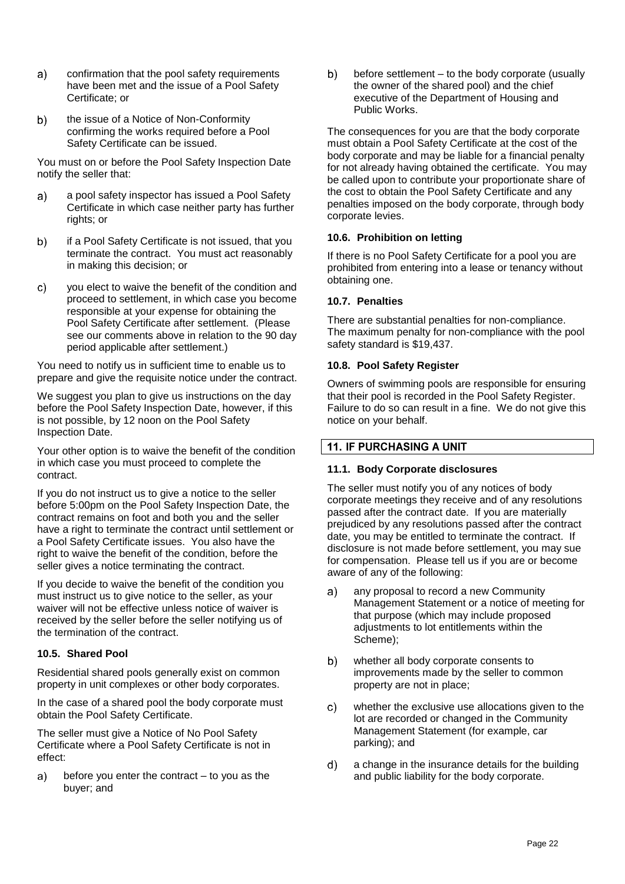a) confirmation that the pool safety requirements have been met and the issue of a Pool Safety Certificate; or

b) the issue of a Notice of Non-Conformity confirming the works required before a Pool Safety Certificate can be issued.

You must on or before the Pool Safety Inspection Date notify the seller that:

a) a pool safety inspector has issued a Pool Safety Certificate in which case neither party has further rights; or

b) if a Pool Safety Certificate is not issued, that you terminate the contract. You must act reasonably in making this decision; or

c) you elect to waive the benefit of the condition and proceed to settlement, in which case you become responsible at your expense for obtaining the Pool Safety Certificate after settlement. (Please see our comments above in relation to the 90 day period applicable after settlement.)

You need to notify us in sufficient time to enable us to prepare and give the requisite notice under the contract.

We suggest you plan to give us instructions on the day before the Pool Safety Inspection Date, however, if this is not possible, by 12 noon on the Pool Safety Inspection Date.

Your other option is to waive the benefit of the condition in which case you must proceed to complete the contract.

If you do not instruct us to give a notice to the seller before 5:00pm on the Pool Safety Inspection Date, the contract remains on foot and both you and the seller have a right to terminate the contract until settlement or a Pool Safety Certificate issues. You also have the right to waive the benefit of the condition, before the seller gives a notice terminating the contract.

If you decide to waive the benefit of the condition you must instruct us to give notice to the seller, as your waiver will not be effective unless notice of waiver is received by the seller before the seller notifying us of the termination of the contract.

### 10.5. Shared Pool

Residential shared pools generally exist on common property in unit complexes or other body corporates.

In the case of a shared pool the body corporate must obtain the Pool Safety Certificate.

The seller must give a Notice of No Pool Safety Certificate where a Pool Safety Certificate is not in effect:

a) before you enter the contract – to you as the buyer; and

b) before settlement – to the body corporate (usually the owner of the shared pool) and the chief executive of the Department of Housing and Public Works.

The consequences for you are that the body corporate must obtain a Pool Safety Certificate at the cost of the body corporate and may be liable for a financial penalty for not already having obtained the certificate. You may be called upon to contribute your proportionate share of the cost to obtain the Pool Safety Certificate and any penalties imposed on the body corporate, through body corporate levies.

### 10.6. Prohibition on letting

If there is no Pool Safety Certificate for a pool you are prohibited from entering into a lease or tenancy without obtaining one.

### 10.7. Penalties

There are substantial penalties for non-compliance. The maximum penalty for non-compliance with the pool safety standard is $19,437.

### 10.8. Pool Safety Register

Owners of swimming pools are responsible for ensuring that their pool is recorded in the Pool Safety Register. Failure to do so can result in a fine. We do not give this notice on your behalf.

## 11. IF PURCHASING A UNIT

### 11.1. Body Corporate disclosures

The seller must notify you of any notices of body corporate meetings they receive and of any resolutions passed after the contract date. If you are materially prejudiced by any resolutions passed after the contract date, you may be entitled to terminate the contract. If disclosure is not made before settlement, you may sue for compensation. Please tell us if you are or become aware of any of the following:

a) any proposal to record a new Community Management Statement or a notice of meeting for that purpose (which may include proposed adjustments to lot entitlements within the Scheme);

b) whether all body corporate consents to improvements made by the seller to common property are not in place;

c) whether the exclusive use allocations given to the lot are recorded or changed in the Community Management Statement (for example, car parking); and

d) a change in the insurance details for the building and public liability for the body corporate.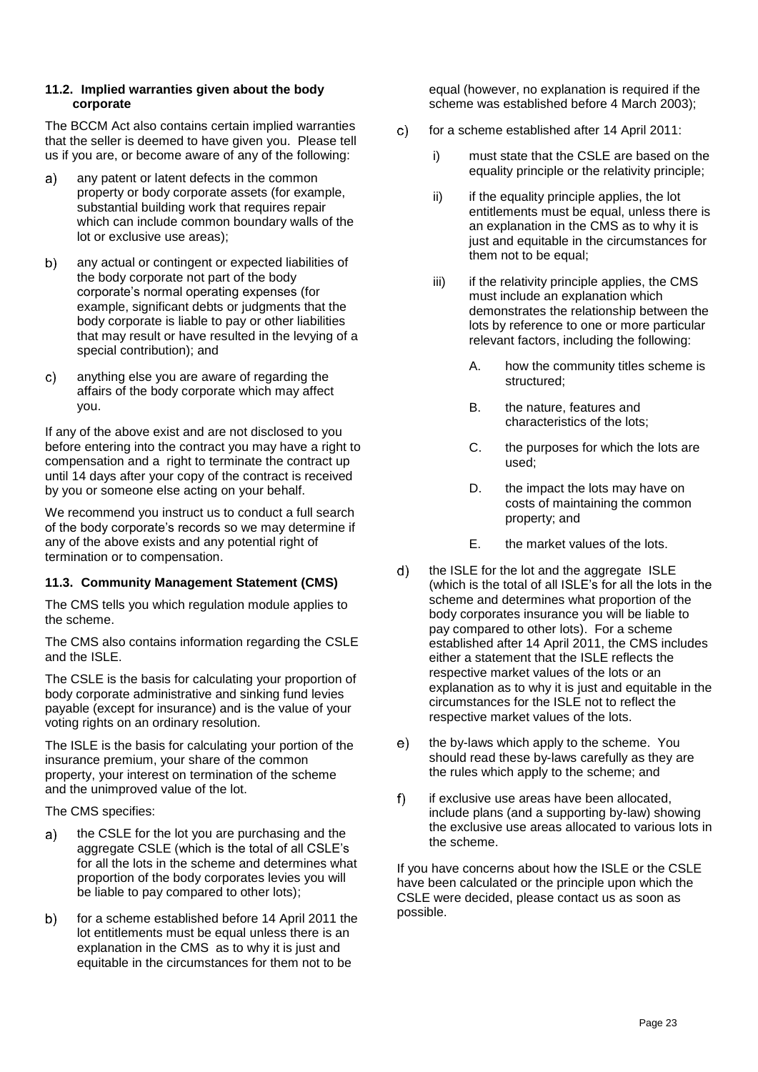### 11.2. Implied warranties given about the body corporate

The BCCM Act also contains certain implied warranties that the seller is deemed to have given you. Please tell us if you are, or become aware of any of the following:

a) any patent or latent defects in the common property or body corporate assets (for example, substantial building work that requires repair which can include common boundary walls of the lot or exclusive use areas);

b) any actual or contingent or expected liabilities of the body corporate not part of the body corporate's normal operating expenses (for example, significant debts or judgments that the body corporate is liable to pay or other liabilities that may result or have resulted in the levying of a special contribution); and

c) anything else you are aware of regarding the affairs of the body corporate which may affect you.

If any of the above exist and are not disclosed to you before entering into the contract you may have a right to compensation and a right to terminate the contract up until 14 days after your copy of the contract is received by you or someone else acting on your behalf.

We recommend you instruct us to conduct a full search of the body corporate's records so we may determine if any of the above exists and any potential right of termination or to compensation.

### 11.3. Community Management Statement (CMS)

The CMS tells you which regulation module applies to the scheme.

The CMS also contains information regarding the CSLE and the ISLE.

The CSLE is the basis for calculating your proportion of body corporate administrative and sinking fund levies payable (except for insurance) and is the value of your voting rights on an ordinary resolution.

The ISLE is the basis for calculating your portion of the insurance premium, your share of the common property, your interest on termination of the scheme and the unimproved value of the lot.

The CMS specifies:

a) the CSLE for the lot you are purchasing and the aggregate CSLE (which is the total of all CSLE's for all the lots in the scheme and determines what proportion of the body corporates levies you will be liable to pay compared to other lots);

b) for a scheme established before 14 April 2011 the lot entitlements must be equal unless there is an explanation in the CMS as to why it is just and equitable in the circumstances for them not to be equal (however, no explanation is required if the scheme was established before 4 March 2003);

c) for a scheme established after 14 April 2011:

   i) must state that the CSLE are based on the equality principle or the relativity principle;

   ii) if the equality principle applies, the lot entitlements must be equal, unless there is an explanation in the CMS as to why it is just and equitable in the circumstances for them not to be equal;

   iii) if the relativity principle applies, the CMS must include an explanation which demonstrates the relationship between the lots by reference to one or more particular relevant factors, including the following:

      A. how the community titles scheme is structured;

      B. the nature, features and characteristics of the lots;

      C. the purposes for which the lots are used;

      D. the impact the lots may have on costs of maintaining the common property; and

      E. the market values of the lots.

d) the ISLE for the lot and the aggregate ISLE (which is the total of all ISLE's for all the lots in the scheme and determines what proportion of the body corporates insurance you will be liable to pay compared to other lots). For a scheme established after 14 April 2011, the CMS includes either a statement that the ISLE reflects the respective market values of the lots or an explanation as to why it is just and equitable in the circumstances for the ISLE not to reflect the respective market values of the lots.

e) the by-laws which apply to the scheme. You should read these by-laws carefully as they are the rules which apply to the scheme; and

f) if exclusive use areas have been allocated, include plans (and a supporting by-law) showing the exclusive use areas allocated to various lots in the scheme.

If you have concerns about how the ISLE or the CSLE have been calculated or the principle upon which the CSLE were decided, please contact us as soon as possible.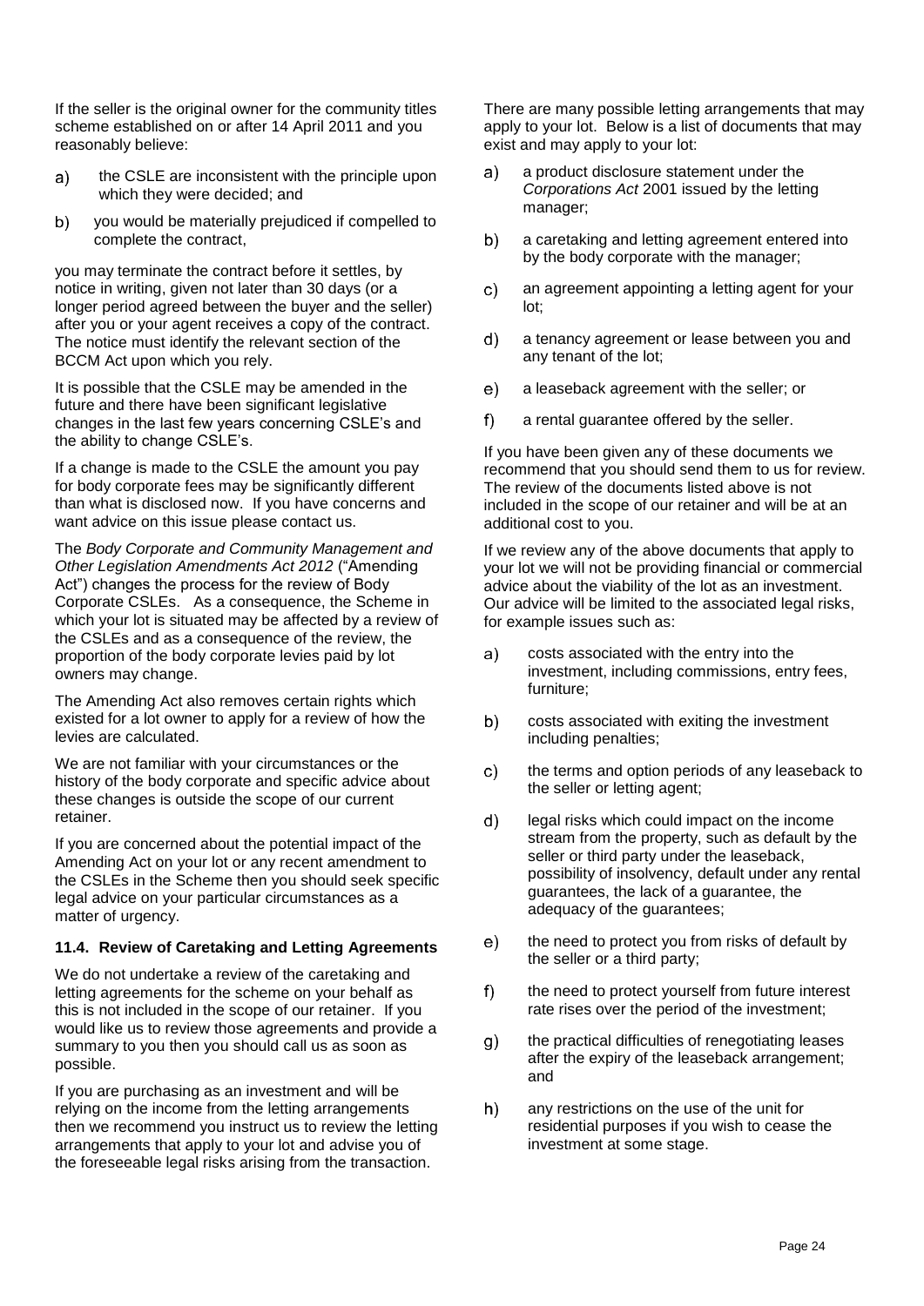If the seller is the original owner for the community titles scheme established on or after 14 April 2011 and you reasonably believe:

a) the CSLE are inconsistent with the principle upon which they were decided; and

b) you would be materially prejudiced if compelled to complete the contract,

you may terminate the contract before it settles, by notice in writing, given not later than 30 days (or a longer period agreed between the buyer and the seller) after you or your agent receives a copy of the contract. The notice must identify the relevant section of the BCCM Act upon which you rely.

It is possible that the CSLE may be amended in the future and there have been significant legislative changes in the last few years concerning CSLE's and the ability to change CSLE's.

If a change is made to the CSLE the amount you pay for body corporate fees may be significantly different than what is disclosed now. If you have concerns and want advice on this issue please contact us.

The *Body Corporate and Community Management and Other Legislation Amendments Act 2012* ("Amending Act") changes the process for the review of Body Corporate CSLEs. As a consequence, the Scheme in which your lot is situated may be affected by a review of the CSLEs and as a consequence of the review, the proportion of the body corporate levies paid by lot owners may change.

The Amending Act also removes certain rights which existed for a lot owner to apply for a review of how the levies are calculated.

We are not familiar with your circumstances or the history of the body corporate and specific advice about these changes is outside the scope of our current retainer.

If you are concerned about the potential impact of the Amending Act on your lot or any recent amendment to the CSLEs in the Scheme then you should seek specific legal advice on your particular circumstances as a matter of urgency.

### 11.4. Review of Caretaking and Letting Agreements

We do not undertake a review of the caretaking and letting agreements for the scheme on your behalf as this is not included in the scope of our retainer. If you would like us to review those agreements and provide a summary to you then you should call us as soon as possible.

If you are purchasing as an investment and will be relying on the income from the letting arrangements then we recommend you instruct us to review the letting arrangements that apply to your lot and advise you of the foreseeable legal risks arising from the transaction.

There are many possible letting arrangements that may apply to your lot. Below is a list of documents that may exist and may apply to your lot:

a) a product disclosure statement under the *Corporations Act* 2001 issued by the letting manager;

b) a caretaking and letting agreement entered into by the body corporate with the manager;

c) an agreement appointing a letting agent for your lot;

d) a tenancy agreement or lease between you and any tenant of the lot;

e) a leaseback agreement with the seller; or

f) a rental guarantee offered by the seller.

If you have been given any of these documents we recommend that you should send them to us for review. The review of the documents listed above is not included in the scope of our retainer and will be at an additional cost to you.

If we review any of the above documents that apply to your lot we will not be providing financial or commercial advice about the viability of the lot as an investment. Our advice will be limited to the associated legal risks, for example issues such as:

a) costs associated with the entry into the investment, including commissions, entry fees, furniture;

b) costs associated with exiting the investment including penalties;

c) the terms and option periods of any leaseback to the seller or letting agent;

d) legal risks which could impact on the income stream from the property, such as default by the seller or third party under the leaseback, possibility of insolvency, default under any rental guarantees, the lack of a guarantee, the adequacy of the guarantees;

e) the need to protect you from risks of default by the seller or a third party;

f) the need to protect yourself from future interest rate rises over the period of the investment;

g) the practical difficulties of renegotiating leases after the expiry of the leaseback arrangement; and

h) any restrictions on the use of the unit for residential purposes if you wish to cease the investment at some stage.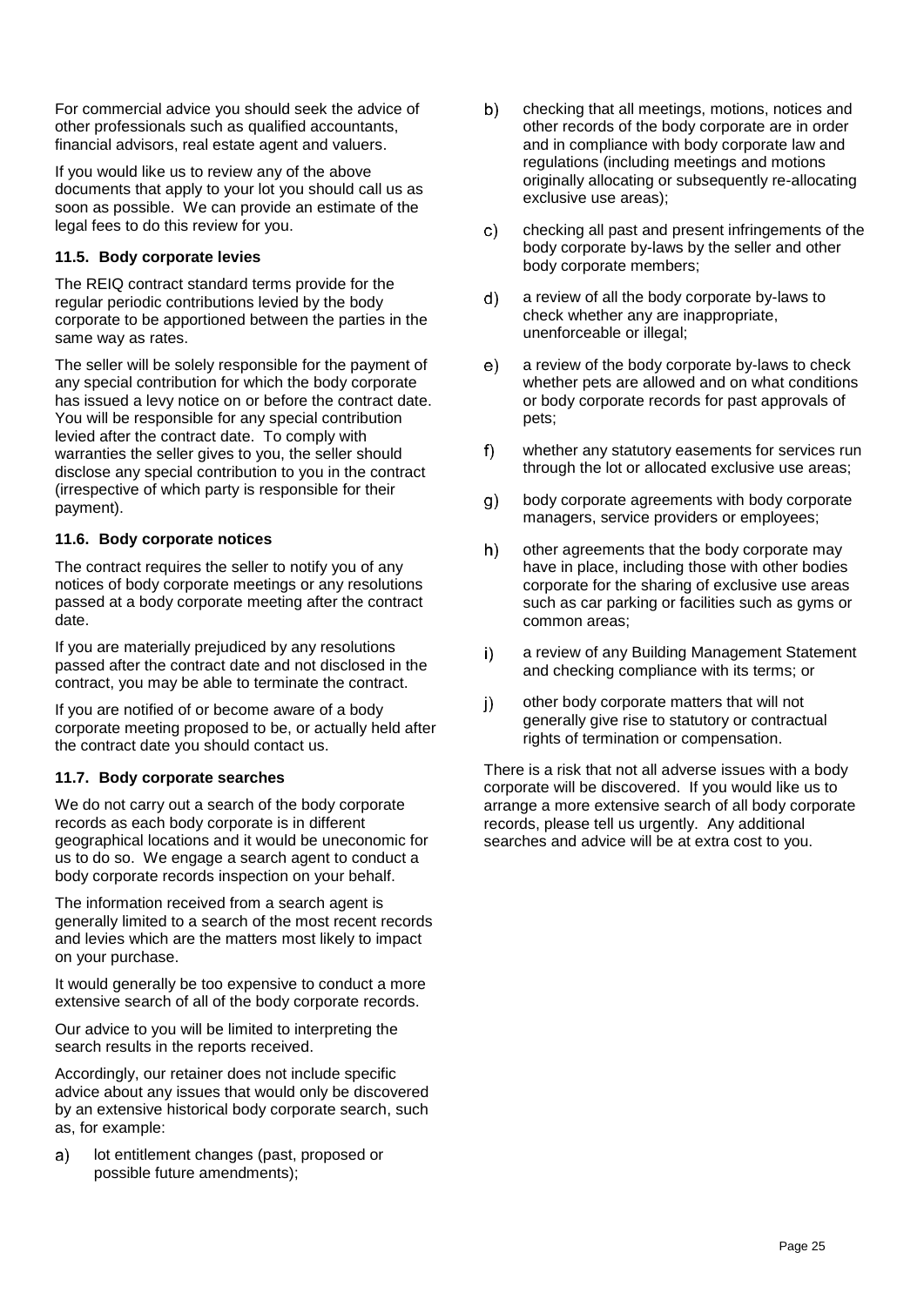For commercial advice you should seek the advice of other professionals such as qualified accountants, financial advisors, real estate agent and valuers.

If you would like us to review any of the above documents that apply to your lot you should call us as soon as possible. We can provide an estimate of the legal fees to do this review for you.

### 11.5. Body corporate levies

The REIQ contract standard terms provide for the regular periodic contributions levied by the body corporate to be apportioned between the parties in the same way as rates.

The seller will be solely responsible for the payment of any special contribution for which the body corporate has issued a levy notice on or before the contract date. You will be responsible for any special contribution levied after the contract date. To comply with warranties the seller gives to you, the seller should disclose any special contribution to you in the contract (irrespective of which party is responsible for their payment).

### 11.6. Body corporate notices

The contract requires the seller to notify you of any notices of body corporate meetings or any resolutions passed at a body corporate meeting after the contract date.

If you are materially prejudiced by any resolutions passed after the contract date and not disclosed in the contract, you may be able to terminate the contract.

If you are notified of or become aware of a body corporate meeting proposed to be, or actually held after the contract date you should contact us.

### 11.7. Body corporate searches

We do not carry out a search of the body corporate records as each body corporate is in different geographical locations and it would be uneconomic for us to do so. We engage a search agent to conduct a body corporate records inspection on your behalf.

The information received from a search agent is generally limited to a search of the most recent records and levies which are the matters most likely to impact on your purchase.

It would generally be too expensive to conduct a more extensive search of all of the body corporate records.

Our advice to you will be limited to interpreting the search results in the reports received.

Accordingly, our retainer does not include specific advice about any issues that would only be discovered by an extensive historical body corporate search, such as, for example:

a) lot entitlement changes (past, proposed or possible future amendments);

b) checking that all meetings, motions, notices and other records of the body corporate are in order and in compliance with body corporate law and regulations (including meetings and motions originally allocating or subsequently re-allocating exclusive use areas);

c) checking all past and present infringements of the body corporate by-laws by the seller and other body corporate members;

d) a review of all the body corporate by-laws to check whether any are inappropriate, unenforceable or illegal;

e) a review of the body corporate by-laws to check whether pets are allowed and on what conditions or body corporate records for past approvals of pets;

f) whether any statutory easements for services run through the lot or allocated exclusive use areas;

g) body corporate agreements with body corporate managers, service providers or employees;

h) other agreements that the body corporate may have in place, including those with other bodies corporate for the sharing of exclusive use areas such as car parking or facilities such as gyms or common areas;

i) a review of any Building Management Statement and checking compliance with its terms; or

j) other body corporate matters that will not generally give rise to statutory or contractual rights of termination or compensation.

There is a risk that not all adverse issues with a body corporate will be discovered. If you would like us to arrange a more extensive search of all body corporate records, please tell us urgently. Any additional searches and advice will be at extra cost to you.